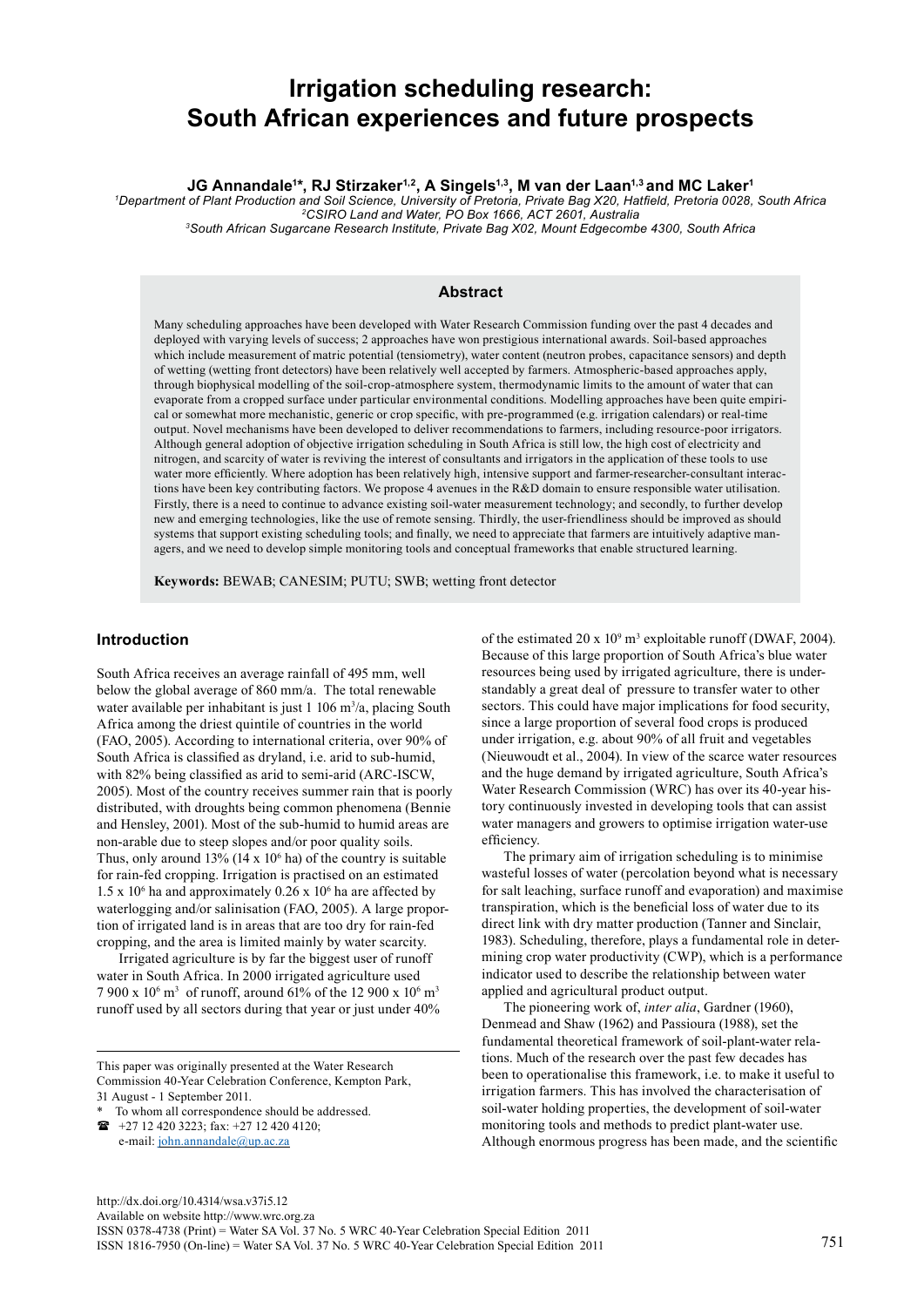# Irrigation scheduling research: South African experiences and future prospects

**JG Annandale[1]*, RJ Stirzaker[1,2], A Singels[1,3], M van der Laan[1,3] and MC Laker[1]**

[1]Department of Plant Production and Soil Science, University of Pretoria, Private Bag X20, Hatfield, Pretoria 0028, South Africa
[2]CSIRO Land and Water, PO Box 1666, ACT 2601, Australia
[3]South African Sugarcane Research Institute, Private Bag X02, Mount Edgecombe 4300, South Africa

## Abstract

Many scheduling approaches have been developed with Water Research Commission funding over the past 4 decades and deployed with varying levels of success; 2 approaches have won prestigious international awards. Soil-based approaches which include measurement of matric potential (tensiometry), water content (neutron probes, capacitance sensors) and depth of wetting (wetting front detectors) have been relatively well accepted by farmers. Atmospheric-based approaches apply, through biophysical modelling of the soil-crop-atmosphere system, thermodynamic limits to the amount of water that can evaporate from a cropped surface under particular environmental conditions. Modelling approaches have been quite empirical or somewhat more mechanistic, generic or crop specific, with pre-programmed (e.g. irrigation calendars) or real-time output. Novel mechanisms have been developed to deliver recommendations to farmers, including resource-poor irrigators. Although general adoption of objective irrigation scheduling in South Africa is still low, the high cost of electricity and nitrogen, and scarcity of water is reviving the interest of consultants and irrigators in the application of these tools to use water more efficiently. Where adoption has been relatively high, intensive support and farmer-researcher-consultant interactions have been key contributing factors. We propose 4 avenues in the R&D domain to ensure responsible water utilisation. Firstly, there is a need to continue to advance existing soil-water measurement technology; and secondly, to further develop new and emerging technologies, like the use of remote sensing. Thirdly, the user-friendliness should be improved as should systems that support existing scheduling tools; and finally, we need to appreciate that farmers are intuitively adaptive managers, and we need to develop simple monitoring tools and conceptual frameworks that enable structured learning.

**Keywords:** BEWAB; CANESIM; PUTU; SWB; wetting front detector

## Introduction

South Africa receives an average rainfall of 495 mm, well below the global average of 860 mm/a. The total renewable water available per inhabitant is just 1 106 $m^3$/a, placing South Africa among the driest quintile of countries in the world (FAO, 2005). According to international criteria, over 90% of South Africa is classified as dryland, i.e. arid to sub-humid, with 82% being classified as arid to semi-arid (ARC-ISCW, 2005). Most of the country receives summer rain that is poorly distributed, with droughts being common phenomena (Bennie and Hensley, 2001). Most of the sub-humid to humid areas are non-arable due to steep slopes and/or poor quality soils. Thus, only around 13% (14 x $10^6$ ha) of the country is suitable for rain-fed cropping. Irrigation is practised on an estimated 1.5 x $10^6$ ha and approximately 0.26 x $10^6$ ha are affected by waterlogging and/or salinisation (FAO, 2005). A large proportion of irrigated land is in areas that are too dry for rain-fed cropping, and the area is limited mainly by water scarcity.

Irrigated agriculture is by far the biggest user of runoff water in South Africa. In 2000 irrigated agriculture used 7 900 x $10^6$ $m^3$ of runoff, around 61% of the 12 900 x $10^6$ $m^3$ runoff used by all sectors during that year or just under 40% of the estimated 20 x $10^9$ $m^3$ exploitable runoff (DWAF, 2004). Because of this large proportion of South Africa's blue water resources being used by irrigated agriculture, there is understandably a great deal of pressure to transfer water to other sectors. This could have major implications for food security, since a large proportion of several food crops is produced under irrigation, e.g. about 90% of all fruit and vegetables (Nieuwoudt et al., 2004). In view of the scarce water resources and the huge demand by irrigated agriculture, South Africa's Water Research Commission (WRC) has over its 40-year history continuously invested in developing tools that can assist water managers and growers to optimise irrigation water-use efficiency.

The primary aim of irrigation scheduling is to minimise wasteful losses of water (percolation beyond what is necessary for salt leaching, surface runoff and evaporation) and maximise transpiration, which is the beneficial loss of water due to its direct link with dry matter production (Tanner and Sinclair, 1983). Scheduling, therefore, plays a fundamental role in determining crop water productivity (CWP), which is a performance indicator used to describe the relationship between water applied and agricultural product output.

The pioneering work of, *inter alia*, Gardner (1960), Denmead and Shaw (1962) and Passioura (1988), set the fundamental theoretical framework of soil-plant-water relations. Much of the research over the past few decades has been to operationalise this framework, i.e. to make it useful to irrigation farmers. This has involved the characterisation of soil-water holding properties, the development of soil-water monitoring tools and methods to predict plant-water use. Although enormous progress has been made, and the scientific

This paper was originally presented at the Water Research Commission 40-Year Celebration Conference, Kempton Park, 31 August - 1 September 2011.

* To whom all correspondence should be addressed.
☎ +27 12 420 3223; fax: +27 12 420 4120;
e-mail: john.annandale@up.ac.za

http://dx.doi.org/10.4314/wsa.v37i5.12
Available on website http://www.wrc.org.za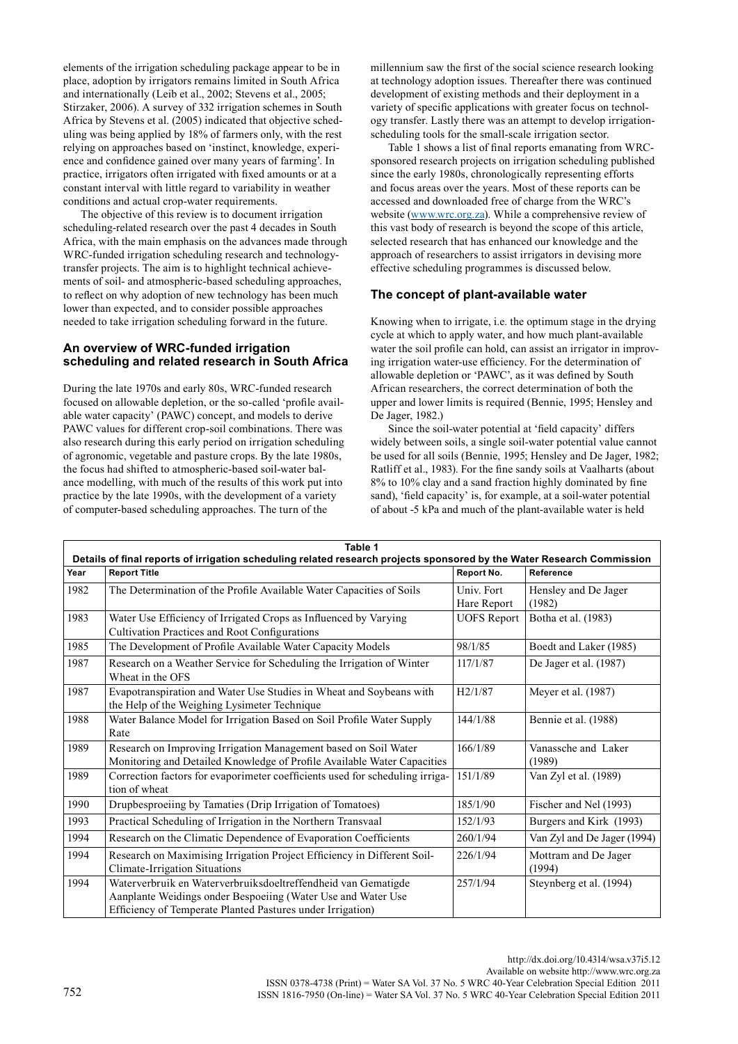elements of the irrigation scheduling package appear to be in place, adoption by irrigators remains limited in South Africa and internationally (Leib et al., 2002; Stevens et al., 2005; Stirzaker, 2006). A survey of 332 irrigation schemes in South Africa by Stevens et al. (2005) indicated that objective scheduling was being applied by 18% of farmers only, with the rest relying on approaches based on 'instinct, knowledge, experience and confidence gained over many years of farming'. In practice, irrigators often irrigated with fixed amounts or at a constant interval with little regard to variability in weather conditions and actual crop-water requirements.

The objective of this review is to document irrigation scheduling-related research over the past 4 decades in South Africa, with the main emphasis on the advances made through WRC-funded irrigation scheduling research and technology-transfer projects. The aim is to highlight technical achievements of soil- and atmospheric-based scheduling approaches, to reflect on why adoption of new technology has been much lower than expected, and to consider possible approaches needed to take irrigation scheduling forward in the future.

## An overview of WRC-funded irrigation scheduling and related research in South Africa

During the late 1970s and early 80s, WRC-funded research focused on allowable depletion, or the so-called 'profile available water capacity' (PAWC) concept, and models to derive PAWC values for different crop-soil combinations. There was also research during this early period on irrigation scheduling of agronomic, vegetable and pasture crops. By the late 1980s, the focus had shifted to atmospheric-based soil-water balance modelling, with much of the results of this work put into practice by the late 1990s, with the development of a variety of computer-based scheduling approaches. The turn of the millennium saw the first of the social science research looking at technology adoption issues. Thereafter there was continued development of existing methods and their deployment in a variety of specific applications with greater focus on technology transfer. Lastly there was an attempt to develop irrigation-scheduling tools for the small-scale irrigation sector.

Table 1 shows a list of final reports emanating from WRC-sponsored research projects on irrigation scheduling published since the early 1980s, chronologically representing efforts and focus areas over the years. Most of these reports can be accessed and downloaded free of charge from the WRC's website (www.wrc.org.za). While a comprehensive review of this vast body of research is beyond the scope of this article, selected research that has enhanced our knowledge and the approach of researchers to assist irrigators in devising more effective scheduling programmes is discussed below.

## The concept of plant-available water

Knowing when to irrigate, i.e. the optimum stage in the drying cycle at which to apply water, and how much plant-available water the soil profile can hold, can assist an irrigator in improving irrigation water-use efficiency. For the determination of allowable depletion or 'PAWC', as it was defined by South African researchers, the correct determination of both the upper and lower limits is required (Bennie, 1995; Hensley and De Jager, 1982.)

Since the soil-water potential at 'field capacity' differs widely between soils, a single soil-water potential value cannot be used for all soils (Bennie, 1995; Hensley and De Jager, 1982; Ratliff et al., 1983). For the fine sandy soils at Vaalharts (about 8% to 10% clay and a sand fraction highly dominated by fine sand), 'field capacity' is, for example, at a soil-water potential of about -5 kPa and much of the plant-available water is held

**Table 1**
**Details of final reports of irrigation scheduling related research projects sponsored by the Water Research Commission**

| Year | Report Title | Report No. | Reference |
|---|---|---|---|
| 1982 | The Determination of the Profile Available Water Capacities of Soils | Univ. Fort Hare Report | Hensley and De Jager (1982) |
| 1983 | Water Use Efficiency of Irrigated Crops as Influenced by Varying Cultivation Practices and Root Configurations | UOFS Report | Botha et al. (1983) |
| 1985 | The Development of Profile Available Water Capacity Models | 98/1/85 | Boedt and Laker (1985) |
| 1987 | Research on a Weather Service for Scheduling the Irrigation of Winter Wheat in the OFS | 117/1/87 | De Jager et al. (1987) |
| 1987 | Evapotranspiration and Water Use Studies in Wheat and Soybeans with the Help of the Weighing Lysimeter Technique | H2/1/87 | Meyer et al. (1987) |
| 1988 | Water Balance Model for Irrigation Based on Soil Profile Water Supply Rate | 144/1/88 | Bennie et al. (1988) |
| 1989 | Research on Improving Irrigation Management based on Soil Water Monitoring and Detailed Knowledge of Profile Available Water Capacities | 166/1/89 | Vanassche and Laker (1989) |
| 1989 | Correction factors for evaporimeter coefficients used for scheduling irrigation of wheat | 151/1/89 | Van Zyl et al. (1989) |
| 1990 | Drupbesproeiing by Tamaties (Drip Irrigation of Tomatoes) | 185/1/90 | Fischer and Nel (1993) |
| 1993 | Practical Scheduling of Irrigation in the Northern Transvaal | 152/1/93 | Burgers and Kirk (1993) |
| 1994 | Research on the Climatic Dependence of Evaporation Coefficients | 260/1/94 | Van Zyl and De Jager (1994) |
| 1994 | Research on Maximising Irrigation Project Efficiency in Different Soil-Climate-Irrigation Situations | 226/1/94 | Mottram and De Jager (1994) |
| 1994 | Waterverbruik en Waterverbruiksdoeltreffendheid van Gematigde Aanplante Weidings onder Bespoeiing (Water Use and Water Use Efficiency of Temperate Planted Pastures under Irrigation) | 257/1/94 | Steynberg et al. (1994) |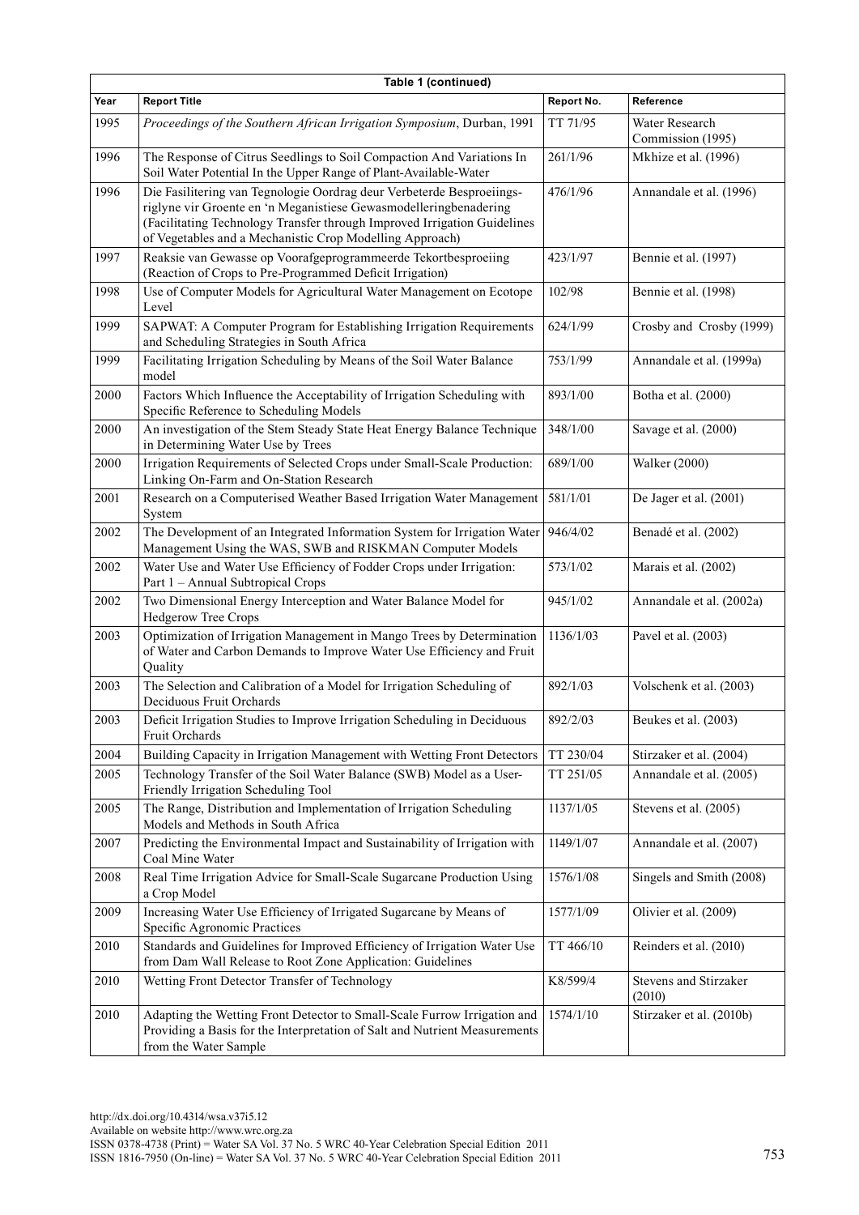| Table 1 (continued) | | | |
|---|---|---|---|
| **Year** | **Report Title** | **Report No.** | **Reference** |
| 1995 | *Proceedings of the Southern African Irrigation Symposium*, Durban, 1991 | TT 71/95 | Water Research Commission (1995) |
| 1996 | The Response of Citrus Seedlings to Soil Compaction And Variations In Soil Water Potential In the Upper Range of Plant-Available-Water | 261/1/96 | Mkhize et al. (1996) |
| 1996 | Die Fasilitering van Tegnologie Oordrag deur Verbeterde Besproeiings-riglyne vir Groente en 'n Meganistiese Gewasmodelleringbenadering (Facilitating Technology Transfer through Improved Irrigation Guidelines of Vegetables and a Mechanistic Crop Modelling Approach) | 476/1/96 | Annandale et al. (1996) |
| 1997 | Reaksie van Gewasse op Voorafgeprogrammeerde Tekortbesproeiing (Reaction of Crops to Pre-Programmed Deficit Irrigation) | 423/1/97 | Bennie et al. (1997) |
| 1998 | Use of Computer Models for Agricultural Water Management on Ecotope Level | 102/98 | Bennie et al. (1998) |
| 1999 | SAPWAT: A Computer Program for Establishing Irrigation Requirements and Scheduling Strategies in South Africa | 624/1/99 | Crosby and Crosby (1999) |
| 1999 | Facilitating Irrigation Scheduling by Means of the Soil Water Balance model | 753/1/99 | Annandale et al. (1999a) |
| 2000 | Factors Which Influence the Acceptability of Irrigation Scheduling with Specific Reference to Scheduling Models | 893/1/00 | Botha et al. (2000) |
| 2000 | An investigation of the Stem Steady State Heat Energy Balance Technique in Determining Water Use by Trees | 348/1/00 | Savage et al. (2000) |
| 2000 | Irrigation Requirements of Selected Crops under Small-Scale Production: Linking On-Farm and On-Station Research | 689/1/00 | Walker (2000) |
| 2001 | Research on a Computerised Weather Based Irrigation Water Management System | 581/1/01 | De Jager et al. (2001) |
| 2002 | The Development of an Integrated Information System for Irrigation Water Management Using the WAS, SWB and RISKMAN Computer Models | 946/4/02 | Benadé et al. (2002) |
| 2002 | Water Use and Water Use Efficiency of Fodder Crops under Irrigation: Part 1 – Annual Subtropical Crops | 573/1/02 | Marais et al. (2002) |
| 2002 | Two Dimensional Energy Interception and Water Balance Model for Hedgerow Tree Crops | 945/1/02 | Annandale et al. (2002a) |
| 2003 | Optimization of Irrigation Management in Mango Trees by Determination of Water and Carbon Demands to Improve Water Use Efficiency and Fruit Quality | 1136/1/03 | Pavel et al. (2003) |
| 2003 | The Selection and Calibration of a Model for Irrigation Scheduling of Deciduous Fruit Orchards | 892/1/03 | Volschenk et al. (2003) |
| 2003 | Deficit Irrigation Studies to Improve Irrigation Scheduling in Deciduous Fruit Orchards | 892/2/03 | Beukes et al. (2003) |
| 2004 | Building Capacity in Irrigation Management with Wetting Front Detectors | TT 230/04 | Stirzaker et al. (2004) |
| 2005 | Technology Transfer of the Soil Water Balance (SWB) Model as a User-Friendly Irrigation Scheduling Tool | TT 251/05 | Annandale et al. (2005) |
| 2005 | The Range, Distribution and Implementation of Irrigation Scheduling Models and Methods in South Africa | 1137/1/05 | Stevens et al. (2005) |
| 2007 | Predicting the Environmental Impact and Sustainability of Irrigation with Coal Mine Water | 1149/1/07 | Annandale et al. (2007) |
| 2008 | Real Time Irrigation Advice for Small-Scale Sugarcane Production Using a Crop Model | 1576/1/08 | Singels and Smith (2008) |
| 2009 | Increasing Water Use Efficiency of Irrigated Sugarcane by Means of Specific Agronomic Practices | 1577/1/09 | Olivier et al. (2009) |
| 2010 | Standards and Guidelines for Improved Efficiency of Irrigation Water Use from Dam Wall Release to Root Zone Application: Guidelines | TT 466/10 | Reinders et al. (2010) |
| 2010 | Wetting Front Detector Transfer of Technology | K8/599/4 | Stevens and Stirzaker (2010) |
| 2010 | Adapting the Wetting Front Detector to Small-Scale Furrow Irrigation and Providing a Basis for the Interpretation of Salt and Nutrient Measurements from the Water Sample | 1574/1/10 | Stirzaker et al. (2010b) |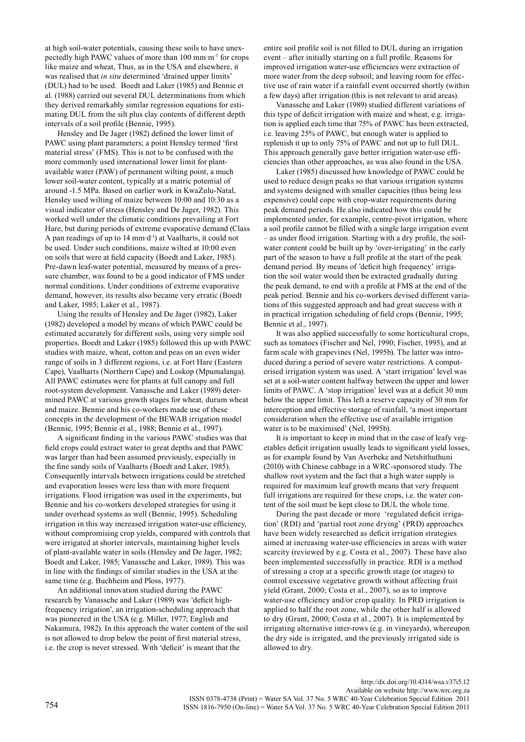at high soil-water potentials, causing these soils to have unexpectedly high PAWC values of more than 100 mm·m$^{-1}$ for crops like maize and wheat, Thus, as in the USA and elsewhere, it was realised that *in situ* determined 'drained upper limits' (DUL) had to be used. Boedt and Laker (1985) and Bennie et al. (1988) carried out several DUL determinations from which they derived remarkably similar regression equations for estimating DUL from the silt plus clay contents of different depth intervals of a soil profile (Bennie, 1995).

Hensley and De Jager (1982) defined the lower limit of PAWC using plant parameters; a point Hensley termed 'first material stress' (FMS). This is not to be confused with the more commonly used international lower limit for plant-available water (PAW) of permanent wilting point, a much lower soil-water content, typically at a matric potential of around -1.5 MPa. Based on earlier work in KwaZulu-Natal, Hensley used wilting of maize between 10:00 and 10:30 as a visual indicator of stress (Hensley and De Jager, 1982). This worked well under the climatic conditions prevailing at Fort Hare, but during periods of extreme evaporative demand (Class A pan readings of up to 14 mm·d$^{-1}$) at Vaalharts, it could not be used. Under such conditions, maize wilted at 10:00 even on soils that were at field capacity (Boedt and Laker, 1985). Pre-dawn leaf-water potential, measured by means of a pressure chamber, was found to be a good indicator of FMS under normal conditions. Under conditions of extreme evaporative demand, however, its results also became very erratic (Boedt and Laker, 1985; Laker et al., 1987).

Using the results of Hensley and De Jager (1982), Laker (1982) developed a model by means of which PAWC could be estimated accurately for different soils, using very simple soil properties. Boedt and Laker (1985) followed this up with PAWC studies with maize, wheat, cotton and peas on an even wider range of soils in 3 different regions, i.e. at Fort Hare (Eastern Cape), Vaalharts (Northern Cape) and Loskop (Mpumalanga). All PAWC estimates were for plants at full canopy and full root-system development. Vanassche and Laker (1989) determined PAWC at various growth stages for wheat, durum wheat and maize. Bennie and his co-workers made use of these concepts in the development of the BEWAB irrigation model (Bennie, 1995; Bennie et al., 1988; Bennie et al., 1997).

A significant finding in the various PAWC studies was that field crops could extract water to great depths and that PAWC was larger than had been assumed previously, especially in the fine sandy soils of Vaalharts (Boedt and Laker, 1985). Consequently intervals between irrigations could be stretched and evaporation losses were less than with more frequent irrigations. Flood irrigation was used in the experiments, but Bennie and his co-workers developed strategies for using it under overhead systems as well (Bennie, 1995). Scheduling irrigation in this way increased irrigation water-use efficiency, without compromising crop yields, compared with controls that were irrigated at shorter intervals, maintaining higher levels of plant-available water in soils (Hensley and De Jager, 1982; Boedt and Laker, 1985; Vanassche and Laker, 1989). This was in line with the findings of similar studies in the USA at the same time (e.g. Buchheim and Ploss, 1977).

An additional innovation studied during the PAWC research by Vanassche and Laker (1989) was 'deficit high-frequency irrigation', an irrigation-scheduling approach that was pioneered in the USA (e.g. Miller, 1977; English and Nakamura, 1982). In this approach the water content of the soil is not allowed to drop below the point of first material stress, i.e. the crop is never stressed. With 'deficit' is meant that the entire soil profile soil is not filled to DUL during an irrigation event – after initially starting on a full profile. Reasons for improved irrigation water-use efficiencies were extraction of more water from the deep subsoil; and leaving room for effective use of rain water if a rainfall event occurred shortly (within a few days) after irrigation (this is not relevant to arid areas).

Vanassche and Laker (1989) studied different variations of this type of deficit irrigation with maize and wheat, e.g. irrigation is applied each time that 75% of PAWC has been extracted, i.e. leaving 25% of PAWC, but enough water is applied to replenish it up to only 75% of PAWC and not up to full DUL. This approach generally gave better irrigation water-use efficiencies than other approaches, as was also found in the USA.

Laker (1985) discussed how knowledge of PAWC could be used to reduce design peaks so that various irrigation systems and systems designed with smaller capacities (thus being less expensive) could cope with crop-water requirements during peak demand periods. He also indicated how this could be implemented under, for example, centre-pivot irrigation, where a soil profile cannot be filled with a single large irrigation event – as under flood irrigation. Starting with a dry profile, the soil-water content could be built up by 'over-irrigating' in the early part of the season to have a full profile at the start of the peak demand period. By means of 'deficit high frequency' irrigation the soil water would then be extracted gradually during the peak demand, to end with a profile at FMS at the end of the peak period. Bennie and his co-workers devised different variations of this suggested approach and had great success with it in practical irrigation scheduling of field crops (Bennie, 1995; Bennie et al., 1997).

It was also applied successfully to some horticultural crops, such as tomatoes (Fischer and Nel, 1990; Fischer, 1995), and at farm scale with grapevines (Nel, 1995b). The latter was introduced during a period of severe water restrictions. A computerised irrigation system was used. A 'start irrigation' level was set at a soil-water content halfway between the upper and lower limits of PAWC. A 'stop irrigation' level was at a deficit 30 mm below the upper limit. This left a reserve capacity of 30 mm for interception and effective storage of rainfall, 'a most important consideration when the effective use of available irrigation water is to be maximised' (Nel, 1995b).

It is important to keep in mind that in the case of leafy vegetables deficit irrigation usually leads to significant yield losses, as for example found by Van Averbeke and Netshithuthuni (2010) with Chinese cabbage in a WRC-sponsored study. The shallow root system and the fact that a high water supply is required for maximum leaf growth means that very frequent full irrigations are required for these crops, i.e. the water content of the soil must be kept close to DUL the whole time.

During the past decade or more 'regulated deficit irrigation' (RDI) and 'partial root zone drying' (PRD) approaches have been widely researched as deficit irrigation strategies aimed at increasing water-use efficiencies in areas with water scarcity (reviewed by e.g. Costa et al., 2007). These have also been implemented successfully in practice. RDI is a method of stressing a crop at a specific growth stage (or stages) to control excessive vegetative growth without affecting fruit yield (Grant, 2000; Costa et al., 2007), so as to improve water-use efficiency and/or crop quality. In PRD irrigation is applied to half the root zone, while the other half is allowed to dry (Grant, 2000; Costa et al., 2007). It is implemented by irrigating alternative inter-rows (e.g. in vineyards), whereupon the dry side is irrigated, and the previously irrigated side is allowed to dry.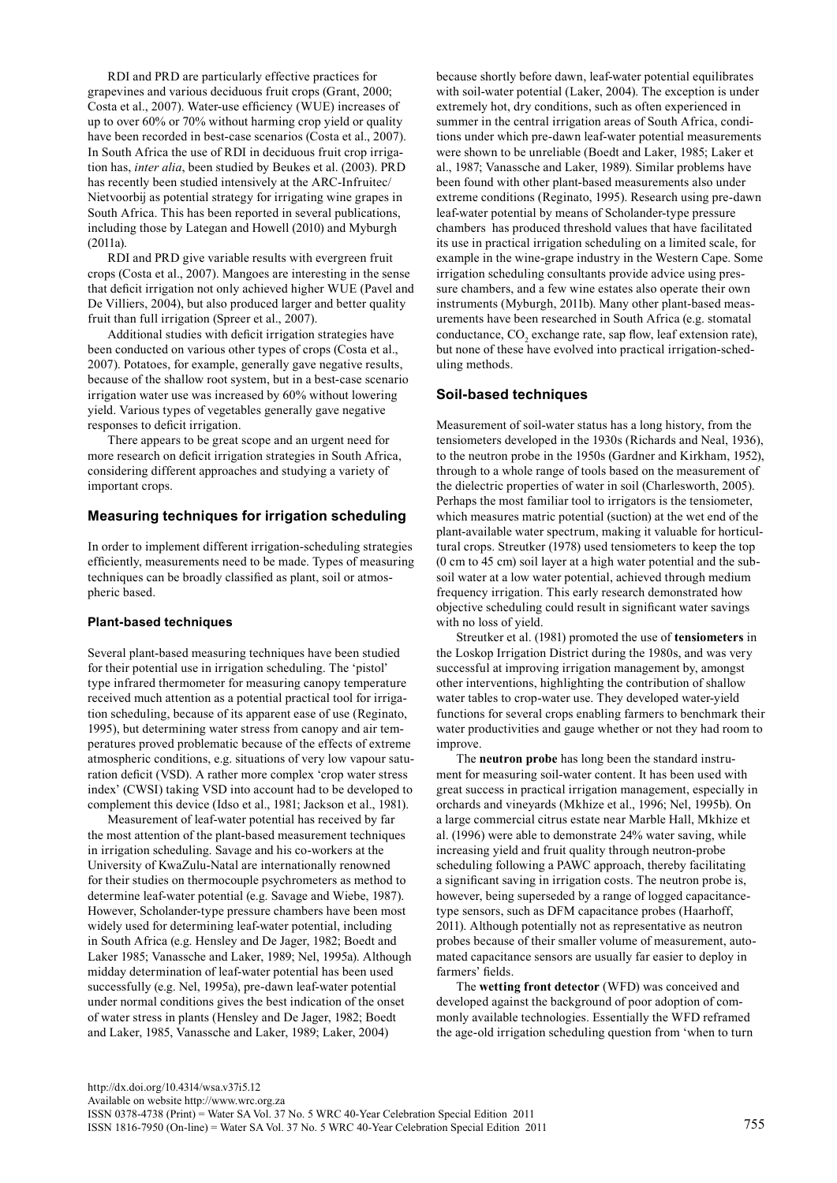RDI and PRD are particularly effective practices for grapevines and various deciduous fruit crops (Grant, 2000; Costa et al., 2007). Water-use efficiency (WUE) increases of up to over 60% or 70% without harming crop yield or quality have been recorded in best-case scenarios (Costa et al., 2007). In South Africa the use of RDI in deciduous fruit crop irrigation has, *inter alia*, been studied by Beukes et al. (2003). PRD has recently been studied intensively at the ARC-Infruitec/Nietvoorbij as potential strategy for irrigating wine grapes in South Africa. This has been reported in several publications, including those by Lategan and Howell (2010) and Myburgh (2011a).

RDI and PRD give variable results with evergreen fruit crops (Costa et al., 2007). Mangoes are interesting in the sense that deficit irrigation not only achieved higher WUE (Pavel and De Villiers, 2004), but also produced larger and better quality fruit than full irrigation (Spreer et al., 2007).

Additional studies with deficit irrigation strategies have been conducted on various other types of crops (Costa et al., 2007). Potatoes, for example, generally gave negative results, because of the shallow root system, but in a best-case scenario irrigation water use was increased by 60% without lowering yield. Various types of vegetables generally gave negative responses to deficit irrigation.

There appears to be great scope and an urgent need for more research on deficit irrigation strategies in South Africa, considering different approaches and studying a variety of important crops.

## Measuring techniques for irrigation scheduling

In order to implement different irrigation-scheduling strategies efficiently, measurements need to be made. Types of measuring techniques can be broadly classified as plant, soil or atmospheric based.

### Plant-based techniques

Several plant-based measuring techniques have been studied for their potential use in irrigation scheduling. The 'pistol' type infrared thermometer for measuring canopy temperature received much attention as a potential practical tool for irrigation scheduling, because of its apparent ease of use (Reginato, 1995), but determining water stress from canopy and air temperatures proved problematic because of the effects of extreme atmospheric conditions, e.g. situations of very low vapour saturation deficit (VSD). A rather more complex 'crop water stress index' (CWSI) taking VSD into account had to be developed to complement this device (Idso et al., 1981; Jackson et al., 1981).

Measurement of leaf-water potential has received by far the most attention of the plant-based measurement techniques in irrigation scheduling. Savage and his co-workers at the University of KwaZulu-Natal are internationally renowned for their studies on thermocouple psychrometers as method to determine leaf-water potential (e.g. Savage and Wiebe, 1987). However, Scholander-type pressure chambers have been most widely used for determining leaf-water potential, including in South Africa (e.g. Hensley and De Jager, 1982; Boedt and Laker 1985; Vanassche and Laker, 1989; Nel, 1995a). Although midday determination of leaf-water potential has been used successfully (e.g. Nel, 1995a), pre-dawn leaf-water potential under normal conditions gives the best indication of the onset of water stress in plants (Hensley and De Jager, 1982; Boedt and Laker, 1985, Vanassche and Laker, 1989; Laker, 2004) because shortly before dawn, leaf-water potential equilibrates with soil-water potential (Laker, 2004). The exception is under extremely hot, dry conditions, such as often experienced in summer in the central irrigation areas of South Africa, conditions under which pre-dawn leaf-water potential measurements were shown to be unreliable (Boedt and Laker, 1985; Laker et al., 1987; Vanassche and Laker, 1989). Similar problems have been found with other plant-based measurements also under extreme conditions (Reginato, 1995). Research using pre-dawn leaf-water potential by means of Scholander-type pressure chambers has produced threshold values that have facilitated its use in practical irrigation scheduling on a limited scale, for example in the wine-grape industry in the Western Cape. Some irrigation scheduling consultants provide advice using pressure chambers, and a few wine estates also operate their own instruments (Myburgh, 2011b). Many other plant-based measurements have been researched in South Africa (e.g. stomatal conductance, $CO_2$ exchange rate, sap flow, leaf extension rate), but none of these have evolved into practical irrigation-scheduling methods.

### Soil-based techniques

Measurement of soil-water status has a long history, from the tensiometers developed in the 1930s (Richards and Neal, 1936), to the neutron probe in the 1950s (Gardner and Kirkham, 1952), through to a whole range of tools based on the measurement of the dielectric properties of water in soil (Charlesworth, 2005). Perhaps the most familiar tool to irrigators is the tensiometer, which measures matric potential (suction) at the wet end of the plant-available water spectrum, making it valuable for horticultural crops. Streutker (1978) used tensiometers to keep the top (0 cm to 45 cm) soil layer at a high water potential and the subsoil water at a low water potential, achieved through medium frequency irrigation. This early research demonstrated how objective scheduling could result in significant water savings with no loss of yield.

Streutker et al. (1981) promoted the use of **tensiometers** in the Loskop Irrigation District during the 1980s, and was very successful at improving irrigation management by, amongst other interventions, highlighting the contribution of shallow water tables to crop-water use. They developed water-yield functions for several crops enabling farmers to benchmark their water productivities and gauge whether or not they had room to improve.

The **neutron probe** has long been the standard instrument for measuring soil-water content. It has been used with great success in practical irrigation management, especially in orchards and vineyards (Mkhize et al., 1996; Nel, 1995b). On a large commercial citrus estate near Marble Hall, Mkhize et al. (1996) were able to demonstrate 24% water saving, while increasing yield and fruit quality through neutron-probe scheduling following a PAWC approach, thereby facilitating a significant saving in irrigation costs. The neutron probe is, however, being superseded by a range of logged capacitance-type sensors, such as DFM capacitance probes (Haarhoff, 2011). Although potentially not as representative as neutron probes because of their smaller volume of measurement, automated capacitance sensors are usually far easier to deploy in farmers' fields.

The **wetting front detector** (WFD) was conceived and developed against the background of poor adoption of commonly available technologies. Essentially the WFD reframed the age-old irrigation scheduling question from 'when to turn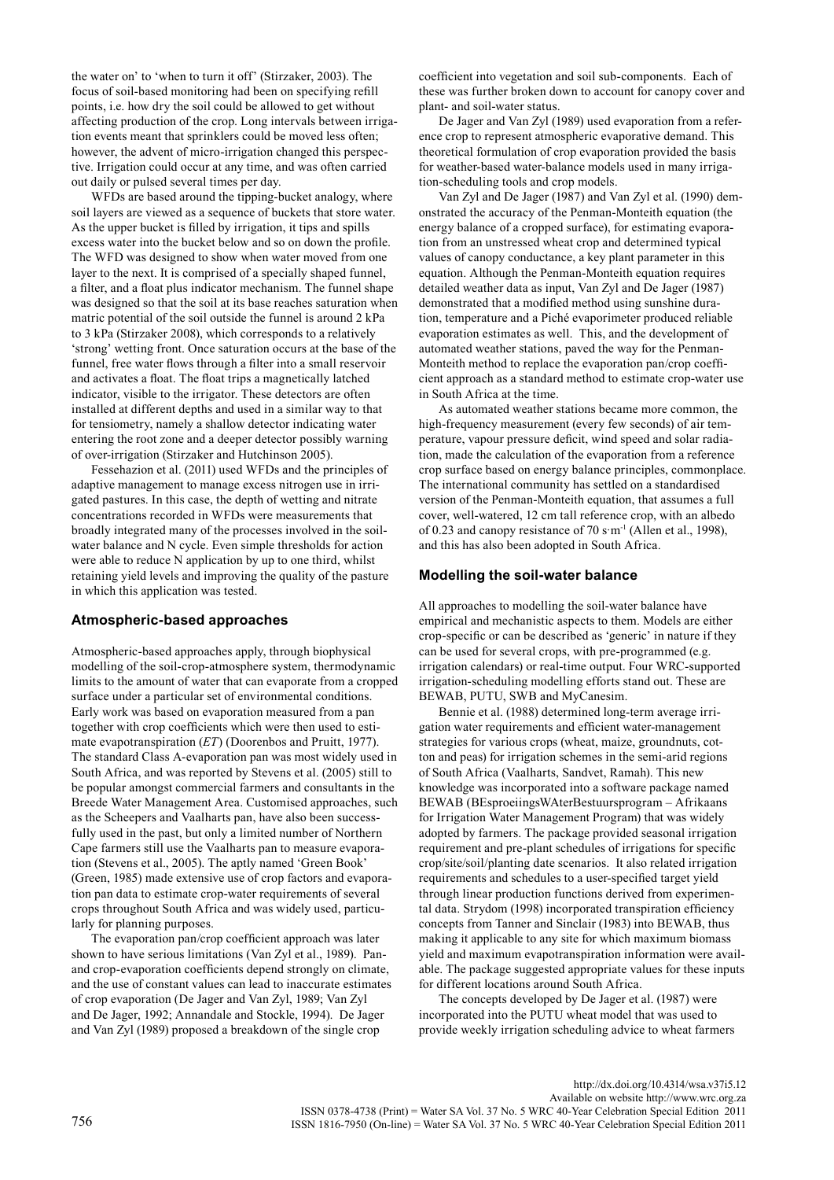the water on' to 'when to turn it off' (Stirzaker, 2003). The focus of soil-based monitoring had been on specifying refill points, i.e. how dry the soil could be allowed to get without affecting production of the crop. Long intervals between irrigation events meant that sprinklers could be moved less often; however, the advent of micro-irrigation changed this perspective. Irrigation could occur at any time, and was often carried out daily or pulsed several times per day.

WFDs are based around the tipping-bucket analogy, where soil layers are viewed as a sequence of buckets that store water. As the upper bucket is filled by irrigation, it tips and spills excess water into the bucket below and so on down the profile. The WFD was designed to show when water moved from one layer to the next. It is comprised of a specially shaped funnel, a filter, and a float plus indicator mechanism. The funnel shape was designed so that the soil at its base reaches saturation when matric potential of the soil outside the funnel is around 2 kPa to 3 kPa (Stirzaker 2008), which corresponds to a relatively 'strong' wetting front. Once saturation occurs at the base of the funnel, free water flows through a filter into a small reservoir and activates a float. The float trips a magnetically latched indicator, visible to the irrigator. These detectors are often installed at different depths and used in a similar way to that for tensiometry, namely a shallow detector indicating water entering the root zone and a deeper detector possibly warning of over-irrigation (Stirzaker and Hutchinson 2005).

Fessehazion et al. (2011) used WFDs and the principles of adaptive management to manage excess nitrogen use in irrigated pastures. In this case, the depth of wetting and nitrate concentrations recorded in WFDs were measurements that broadly integrated many of the processes involved in the soil-water balance and N cycle. Even simple thresholds for action were able to reduce N application by up to one third, whilst retaining yield levels and improving the quality of the pasture in which this application was tested.

## Atmospheric-based approaches

Atmospheric-based approaches apply, through biophysical modelling of the soil-crop-atmosphere system, thermodynamic limits to the amount of water that can evaporate from a cropped surface under a particular set of environmental conditions. Early work was based on evaporation measured from a pan together with crop coefficients which were then used to estimate evapotranspiration (*ET*) (Doorenbos and Pruitt, 1977). The standard Class A-evaporation pan was most widely used in South Africa, and was reported by Stevens et al. (2005) still to be popular amongst commercial farmers and consultants in the Breede Water Management Area. Customised approaches, such as the Scheepers and Vaalharts pan, have also been successfully used in the past, but only a limited number of Northern Cape farmers still use the Vaalharts pan to measure evaporation (Stevens et al., 2005). The aptly named 'Green Book' (Green, 1985) made extensive use of crop factors and evaporation pan data to estimate crop-water requirements of several crops throughout South Africa and was widely used, particularly for planning purposes.

The evaporation pan/crop coefficient approach was later shown to have serious limitations (Van Zyl et al., 1989). Pan- and crop-evaporation coefficients depend strongly on climate, and the use of constant values can lead to inaccurate estimates of crop evaporation (De Jager and Van Zyl, 1989; Van Zyl and De Jager, 1992; Annandale and Stockle, 1994). De Jager and Van Zyl (1989) proposed a breakdown of the single crop coefficient into vegetation and soil sub-components. Each of these was further broken down to account for canopy cover and plant- and soil-water status.

De Jager and Van Zyl (1989) used evaporation from a reference crop to represent atmospheric evaporative demand. This theoretical formulation of crop evaporation provided the basis for weather-based water-balance models used in many irrigation-scheduling tools and crop models.

Van Zyl and De Jager (1987) and Van Zyl et al. (1990) demonstrated the accuracy of the Penman-Monteith equation (the energy balance of a cropped surface), for estimating evaporation from an unstressed wheat crop and determined typical values of canopy conductance, a key plant parameter in this equation. Although the Penman-Monteith equation requires detailed weather data as input, Van Zyl and De Jager (1987) demonstrated that a modified method using sunshine duration, temperature and a Piché evaporimeter produced reliable evaporation estimates as well. This, and the development of automated weather stations, paved the way for the Penman-Monteith method to replace the evaporation pan/crop coefficient approach as a standard method to estimate crop-water use in South Africa at the time.

As automated weather stations became more common, the high-frequency measurement (every few seconds) of air temperature, vapour pressure deficit, wind speed and solar radiation, made the calculation of the evaporation from a reference crop surface based on energy balance principles, commonplace. The international community has settled on a standardised version of the Penman-Monteith equation, that assumes a full cover, well-watered, 12 cm tall reference crop, with an albedo of 0.23 and canopy resistance of 70 $s \cdot m^{-1}$ (Allen et al., 1998), and this has also been adopted in South Africa.

## Modelling the soil-water balance

All approaches to modelling the soil-water balance have empirical and mechanistic aspects to them. Models are either crop-specific or can be described as 'generic' in nature if they can be used for several crops, with pre-programmed (e.g. irrigation calendars) or real-time output. Four WRC-supported irrigation-scheduling modelling efforts stand out. These are BEWAB, PUTU, SWB and MyCanesim.

Bennie et al. (1988) determined long-term average irrigation water requirements and efficient water-management strategies for various crops (wheat, maize, groundnuts, cotton and peas) for irrigation schemes in the semi-arid regions of South Africa (Vaalharts, Sandvet, Ramah). This new knowledge was incorporated into a software package named BEWAB (BEsproeiingsWAterBestuursprogram – Afrikaans for Irrigation Water Management Program) that was widely adopted by farmers. The package provided seasonal irrigation requirement and pre-plant schedules of irrigations for specific crop/site/soil/planting date scenarios. It also related irrigation requirements and schedules to a user-specified target yield through linear production functions derived from experimental data. Strydom (1998) incorporated transpiration efficiency concepts from Tanner and Sinclair (1983) into BEWAB, thus making it applicable to any site for which maximum biomass yield and maximum evapotranspiration information were available. The package suggested appropriate values for these inputs for different locations around South Africa.

The concepts developed by De Jager et al. (1987) were incorporated into the PUTU wheat model that was used to provide weekly irrigation scheduling advice to wheat farmers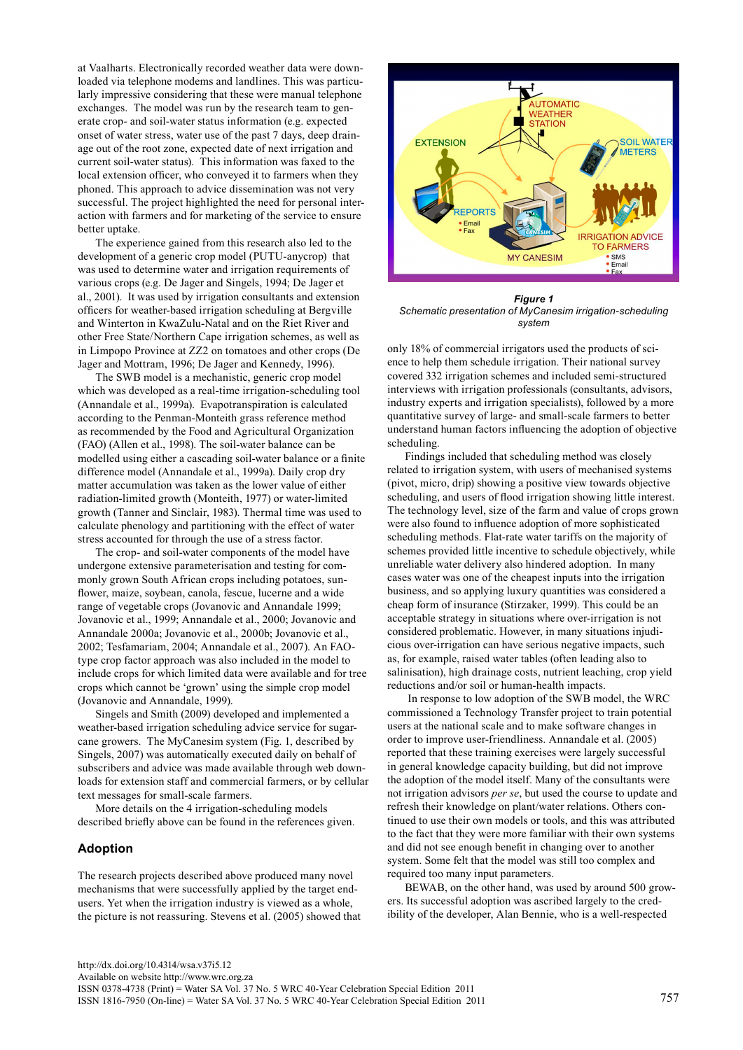at Vaalharts. Electronically recorded weather data were downloaded via telephone modems and landlines. This was particularly impressive considering that these were manual telephone exchanges. The model was run by the research team to generate crop- and soil-water status information (e.g. expected onset of water stress, water use of the past 7 days, deep drainage out of the root zone, expected date of next irrigation and current soil-water status). This information was faxed to the local extension officer, who conveyed it to farmers when they phoned. This approach to advice dissemination was not very successful. The project highlighted the need for personal interaction with farmers and for marketing of the service to ensure better uptake.

The experience gained from this research also led to the development of a generic crop model (PUTU-anycrop) that was used to determine water and irrigation requirements of various crops (e.g. De Jager and Singels, 1994; De Jager et al., 2001). It was used by irrigation consultants and extension officers for weather-based irrigation scheduling at Bergville and Winterton in KwaZulu-Natal and on the Riet River and other Free State/Northern Cape irrigation schemes, as well as in Limpopo Province at ZZ2 on tomatoes and other crops (De Jager and Mottram, 1996; De Jager and Kennedy, 1996).

The SWB model is a mechanistic, generic crop model which was developed as a real-time irrigation-scheduling tool (Annandale et al., 1999a). Evapotranspiration is calculated according to the Penman-Monteith grass reference method as recommended by the Food and Agricultural Organization (FAO) (Allen et al., 1998). The soil-water balance can be modelled using either a cascading soil-water balance or a finite difference model (Annandale et al., 1999a). Daily crop dry matter accumulation was taken as the lower value of either radiation-limited growth (Monteith, 1977) or water-limited growth (Tanner and Sinclair, 1983). Thermal time was used to calculate phenology and partitioning with the effect of water stress accounted for through the use of a stress factor.

The crop- and soil-water components of the model have undergone extensive parameterisation and testing for commonly grown South African crops including potatoes, sunflower, maize, soybean, canola, fescue, lucerne and a wide range of vegetable crops (Jovanovic and Annandale 1999; Jovanovic et al., 1999; Annandale et al., 2000; Jovanovic and Annandale 2000a; Jovanovic et al., 2000b; Jovanovic et al., 2002; Tesfamariam, 2004; Annandale et al., 2007). An FAO-type crop factor approach was also included in the model to include crops for which limited data were available and for tree crops which cannot be 'grown' using the simple crop model (Jovanovic and Annandale, 1999).

Singels and Smith (2009) developed and implemented a weather-based irrigation scheduling advice service for sugarcane growers. The MyCanesim system (Fig. 1, described by Singels, 2007) was automatically executed daily on behalf of subscribers and advice was made available through web downloads for extension staff and commercial farmers, or by cellular text messages for small-scale farmers.

More details on the 4 irrigation-scheduling models described briefly above can be found in the references given.

## Adoption

The research projects described above produced many novel mechanisms that were successfully applied by the target end-users. Yet when the irrigation industry is viewed as a whole, the picture is not reassuring. Stevens et al. (2005) showed that only 18% of commercial irrigators used the products of science to help them schedule irrigation. Their national survey covered 332 irrigation schemes and included semi-structured interviews with irrigation professionals (consultants, advisors, industry experts and irrigation specialists), followed by a more quantitative survey of large- and small-scale farmers to better understand human factors influencing the adoption of objective scheduling.

AUTOMATIC WEATHER STATION
EXTENSION
SOIL WATER METERS
REPORTS
• Email
• Fax
CANESIM
IRRIGATION ADVICE TO FARMERS
• SMS
• Email
• Fax
MY CANESIM

***Figure 1***
*Schematic presentation of MyCanesim irrigation-scheduling system*

Findings included that scheduling method was closely related to irrigation system, with users of mechanised systems (pivot, micro, drip) showing a positive view towards objective scheduling, and users of flood irrigation showing little interest. The technology level, size of the farm and value of crops grown were also found to influence adoption of more sophisticated scheduling methods. Flat-rate water tariffs on the majority of schemes provided little incentive to schedule objectively, while unreliable water delivery also hindered adoption. In many cases water was one of the cheapest inputs into the irrigation business, and so applying luxury quantities was considered a cheap form of insurance (Stirzaker, 1999). This could be an acceptable strategy in situations where over-irrigation is not considered problematic. However, in many situations injudicious over-irrigation can have serious negative impacts, such as, for example, raised water tables (often leading also to salinisation), high drainage costs, nutrient leaching, crop yield reductions and/or soil or human-health impacts.

In response to low adoption of the SWB model, the WRC commissioned a Technology Transfer project to train potential users at the national scale and to make software changes in order to improve user-friendliness. Annandale et al. (2005) reported that these training exercises were largely successful in general knowledge capacity building, but did not improve the adoption of the model itself. Many of the consultants were not irrigation advisors *per se*, but used the course to update and refresh their knowledge on plant/water relations. Others continued to use their own models or tools, and this was attributed to the fact that they were more familiar with their own systems and did not see enough benefit in changing over to another system. Some felt that the model was still too complex and required too many input parameters.

BEWAB, on the other hand, was used by around 500 growers. Its successful adoption was ascribed largely to the credibility of the developer, Alan Bennie, who is a well-respected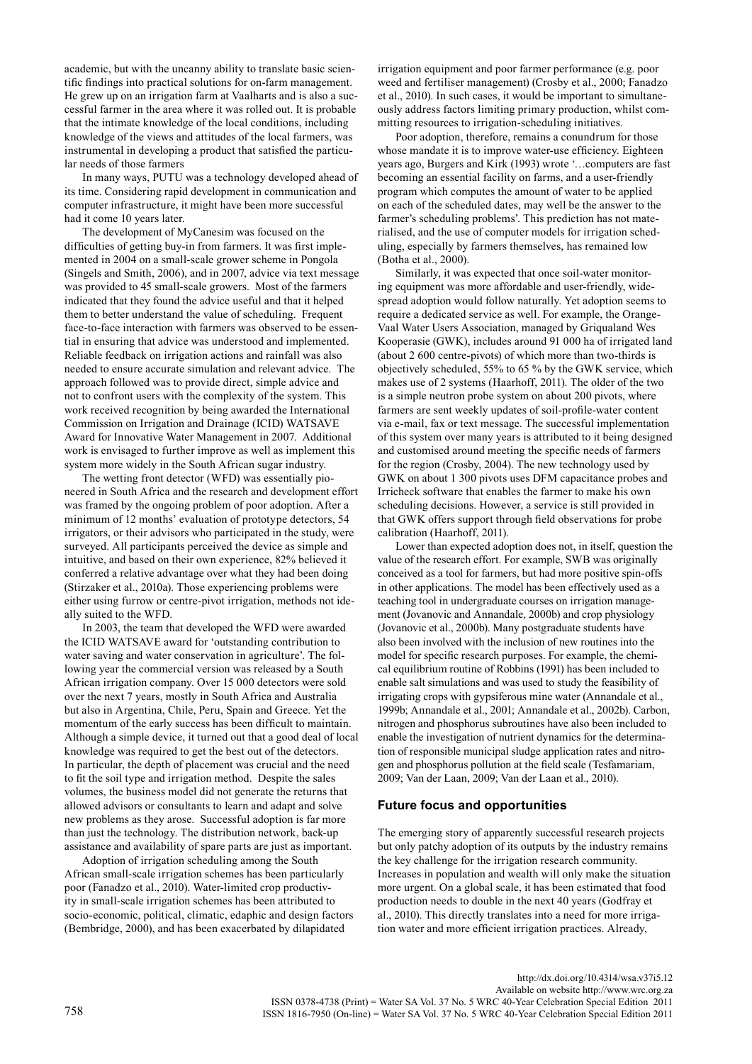academic, but with the uncanny ability to translate basic scientific findings into practical solutions for on-farm management. He grew up on an irrigation farm at Vaalharts and is also a successful farmer in the area where it was rolled out. It is probable that the intimate knowledge of the local conditions, including knowledge of the views and attitudes of the local farmers, was instrumental in developing a product that satisfied the particular needs of those farmers

In many ways, PUTU was a technology developed ahead of its time. Considering rapid development in communication and computer infrastructure, it might have been more successful had it come 10 years later.

The development of MyCanesim was focused on the difficulties of getting buy-in from farmers. It was first implemented in 2004 on a small-scale grower scheme in Pongola (Singels and Smith, 2006), and in 2007, advice via text message was provided to 45 small-scale growers. Most of the farmers indicated that they found the advice useful and that it helped them to better understand the value of scheduling. Frequent face-to-face interaction with farmers was observed to be essential in ensuring that advice was understood and implemented. Reliable feedback on irrigation actions and rainfall was also needed to ensure accurate simulation and relevant advice. The approach followed was to provide direct, simple advice and not to confront users with the complexity of the system. This work received recognition by being awarded the International Commission on Irrigation and Drainage (ICID) WATSAVE Award for Innovative Water Management in 2007. Additional work is envisaged to further improve as well as implement this system more widely in the South African sugar industry.

The wetting front detector (WFD) was essentially pioneered in South Africa and the research and development effort was framed by the ongoing problem of poor adoption. After a minimum of 12 months' evaluation of prototype detectors, 54 irrigators, or their advisors who participated in the study, were surveyed. All participants perceived the device as simple and intuitive, and based on their own experience, 82% believed it conferred a relative advantage over what they had been doing (Stirzaker et al., 2010a). Those experiencing problems were either using furrow or centre-pivot irrigation, methods not ideally suited to the WFD.

In 2003, the team that developed the WFD were awarded the ICID WATSAVE award for 'outstanding contribution to water saving and water conservation in agriculture'. The following year the commercial version was released by a South African irrigation company. Over 15 000 detectors were sold over the next 7 years, mostly in South Africa and Australia but also in Argentina, Chile, Peru, Spain and Greece. Yet the momentum of the early success has been difficult to maintain. Although a simple device, it turned out that a good deal of local knowledge was required to get the best out of the detectors. In particular, the depth of placement was crucial and the need to fit the soil type and irrigation method. Despite the sales volumes, the business model did not generate the returns that allowed advisors or consultants to learn and adapt and solve new problems as they arose. Successful adoption is far more than just the technology. The distribution network, back-up assistance and availability of spare parts are just as important.

Adoption of irrigation scheduling among the South African small-scale irrigation schemes has been particularly poor (Fanadzo et al., 2010). Water-limited crop productivity in small-scale irrigation schemes has been attributed to socio-economic, political, climatic, edaphic and design factors (Bembridge, 2000), and has been exacerbated by dilapidated irrigation equipment and poor farmer performance (e.g. poor weed and fertiliser management) (Crosby et al., 2000; Fanadzo et al., 2010). In such cases, it would be important to simultaneously address factors limiting primary production, whilst committing resources to irrigation-scheduling initiatives.

Poor adoption, therefore, remains a conundrum for those whose mandate it is to improve water-use efficiency. Eighteen years ago, Burgers and Kirk (1993) wrote '…computers are fast becoming an essential facility on farms, and a user-friendly program which computes the amount of water to be applied on each of the scheduled dates, may well be the answer to the farmer's scheduling problems'. This prediction has not materialised, and the use of computer models for irrigation scheduling, especially by farmers themselves, has remained low (Botha et al., 2000).

Similarly, it was expected that once soil-water monitoring equipment was more affordable and user-friendly, widespread adoption would follow naturally. Yet adoption seems to require a dedicated service as well. For example, the Orange-Vaal Water Users Association, managed by Griqualand Wes Kooperasie (GWK), includes around 91 000 ha of irrigated land (about 2 600 centre-pivots) of which more than two-thirds is objectively scheduled, 55% to 65 % by the GWK service, which makes use of 2 systems (Haarhoff, 2011). The older of the two is a simple neutron probe system on about 200 pivots, where farmers are sent weekly updates of soil-profile-water content via e-mail, fax or text message. The successful implementation of this system over many years is attributed to it being designed and customised around meeting the specific needs of farmers for the region (Crosby, 2004). The new technology used by GWK on about 1 300 pivots uses DFM capacitance probes and Irricheck software that enables the farmer to make his own scheduling decisions. However, a service is still provided in that GWK offers support through field observations for probe calibration (Haarhoff, 2011).

Lower than expected adoption does not, in itself, question the value of the research effort. For example, SWB was originally conceived as a tool for farmers, but had more positive spin-offs in other applications. The model has been effectively used as a teaching tool in undergraduate courses on irrigation management (Jovanovic and Annandale, 2000b) and crop physiology (Jovanovic et al., 2000b). Many postgraduate students have also been involved with the inclusion of new routines into the model for specific research purposes. For example, the chemical equilibrium routine of Robbins (1991) has been included to enable salt simulations and was used to study the feasibility of irrigating crops with gypsiferous mine water (Annandale et al., 1999b; Annandale et al., 2001; Annandale et al., 2002b). Carbon, nitrogen and phosphorus subroutines have also been included to enable the investigation of nutrient dynamics for the determination of responsible municipal sludge application rates and nitrogen and phosphorus pollution at the field scale (Tesfamariam, 2009; Van der Laan, 2009; Van der Laan et al., 2010).

## Future focus and opportunities

The emerging story of apparently successful research projects but only patchy adoption of its outputs by the industry remains the key challenge for the irrigation research community. Increases in population and wealth will only make the situation more urgent. On a global scale, it has been estimated that food production needs to double in the next 40 years (Godfray et al., 2010). This directly translates into a need for more irrigation water and more efficient irrigation practices. Already,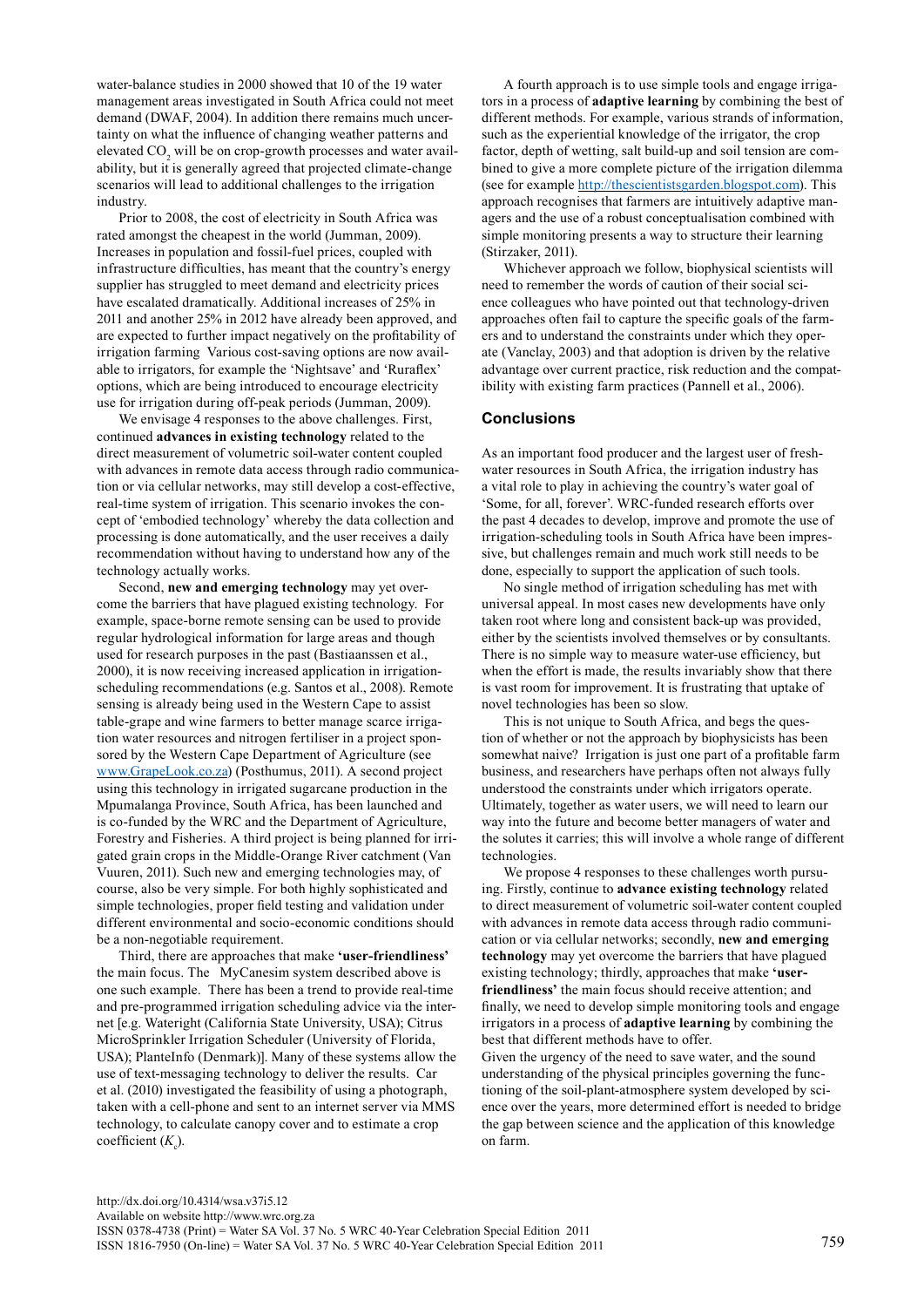water-balance studies in 2000 showed that 10 of the 19 water management areas investigated in South Africa could not meet demand (DWAF, 2004). In addition there remains much uncertainty on what the influence of changing weather patterns and elevated $CO_2$ will be on crop-growth processes and water availability, but it is generally agreed that projected climate-change scenarios will lead to additional challenges to the irrigation industry.

Prior to 2008, the cost of electricity in South Africa was rated amongst the cheapest in the world (Jumman, 2009). Increases in population and fossil-fuel prices, coupled with infrastructure difficulties, has meant that the country's energy supplier has struggled to meet demand and electricity prices have escalated dramatically. Additional increases of 25% in 2011 and another 25% in 2012 have already been approved, and are expected to further impact negatively on the profitability of irrigation farming Various cost-saving options are now available to irrigators, for example the 'Nightsave' and 'Ruraflex' options, which are being introduced to encourage electricity use for irrigation during off-peak periods (Jumman, 2009).

We envisage 4 responses to the above challenges. First, continued **advances in existing technology** related to the direct measurement of volumetric soil-water content coupled with advances in remote data access through radio communication or via cellular networks, may still develop a cost-effective, real-time system of irrigation. This scenario invokes the concept of 'embodied technology' whereby the data collection and processing is done automatically, and the user receives a daily recommendation without having to understand how any of the technology actually works.

Second, **new and emerging technology** may yet overcome the barriers that have plagued existing technology. For example, space-borne remote sensing can be used to provide regular hydrological information for large areas and though used for research purposes in the past (Bastiaanssen et al., 2000), it is now receiving increased application in irrigation-scheduling recommendations (e.g. Santos et al., 2008). Remote sensing is already being used in the Western Cape to assist table-grape and wine farmers to better manage scarce irrigation water resources and nitrogen fertiliser in a project sponsored by the Western Cape Department of Agriculture (see www.GrapeLook.co.za) (Posthumus, 2011). A second project using this technology in irrigated sugarcane production in the Mpumalanga Province, South Africa, has been launched and is co-funded by the WRC and the Department of Agriculture, Forestry and Fisheries. A third project is being planned for irrigated grain crops in the Middle-Orange River catchment (Van Vuuren, 2011). Such new and emerging technologies may, of course, also be very simple. For both highly sophisticated and simple technologies, proper field testing and validation under different environmental and socio-economic conditions should be a non-negotiable requirement.

Third, there are approaches that make **'user-friendliness'** the main focus. The MyCanesim system described above is one such example. There has been a trend to provide real-time and pre-programmed irrigation scheduling advice via the internet [e.g. Wateright (California State University, USA); Citrus MicroSprinkler Irrigation Scheduler (University of Florida, USA); PlanteInfo (Denmark)]. Many of these systems allow the use of text-messaging technology to deliver the results. Car et al. (2010) investigated the feasibility of using a photograph, taken with a cell-phone and sent to an internet server via MMS technology, to calculate canopy cover and to estimate a crop coefficient ($K_c$).

A fourth approach is to use simple tools and engage irrigators in a process of **adaptive learning** by combining the best of different methods. For example, various strands of information, such as the experiential knowledge of the irrigator, the crop factor, depth of wetting, salt build-up and soil tension are combined to give a more complete picture of the irrigation dilemma (see for example http://thescientistsgarden.blogspot.com). This approach recognises that farmers are intuitively adaptive managers and the use of a robust conceptualisation combined with simple monitoring presents a way to structure their learning (Stirzaker, 2011).

Whichever approach we follow, biophysical scientists will need to remember the words of caution of their social science colleagues who have pointed out that technology-driven approaches often fail to capture the specific goals of the farmers and to understand the constraints under which they operate (Vanclay, 2003) and that adoption is driven by the relative advantage over current practice, risk reduction and the compatibility with existing farm practices (Pannell et al., 2006).

## Conclusions

As an important food producer and the largest user of freshwater resources in South Africa, the irrigation industry has a vital role to play in achieving the country's water goal of 'Some, for all, forever'. WRC-funded research efforts over the past 4 decades to develop, improve and promote the use of irrigation-scheduling tools in South Africa have been impressive, but challenges remain and much work still needs to be done, especially to support the application of such tools.

No single method of irrigation scheduling has met with universal appeal. In most cases new developments have only taken root where long and consistent back-up was provided, either by the scientists involved themselves or by consultants. There is no simple way to measure water-use efficiency, but when the effort is made, the results invariably show that there is vast room for improvement. It is frustrating that uptake of novel technologies has been so slow.

This is not unique to South Africa, and begs the question of whether or not the approach by biophysicists has been somewhat naive? Irrigation is just one part of a profitable farm business, and researchers have perhaps often not always fully understood the constraints under which irrigators operate. Ultimately, together as water users, we will need to learn our way into the future and become better managers of water and the solutes it carries; this will involve a whole range of different technologies.

We propose 4 responses to these challenges worth pursuing. Firstly, continue to **advance existing technology** related to direct measurement of volumetric soil-water content coupled with advances in remote data access through radio communication or via cellular networks; secondly, **new and emerging technology** may yet overcome the barriers that have plagued existing technology; thirdly, approaches that make **'user-friendliness'** the main focus should receive attention; and finally, we need to develop simple monitoring tools and engage irrigators in a process of **adaptive learning** by combining the best that different methods have to offer.

Given the urgency of the need to save water, and the sound understanding of the physical principles governing the functioning of the soil-plant-atmosphere system developed by science over the years, more determined effort is needed to bridge the gap between science and the application of this knowledge on farm.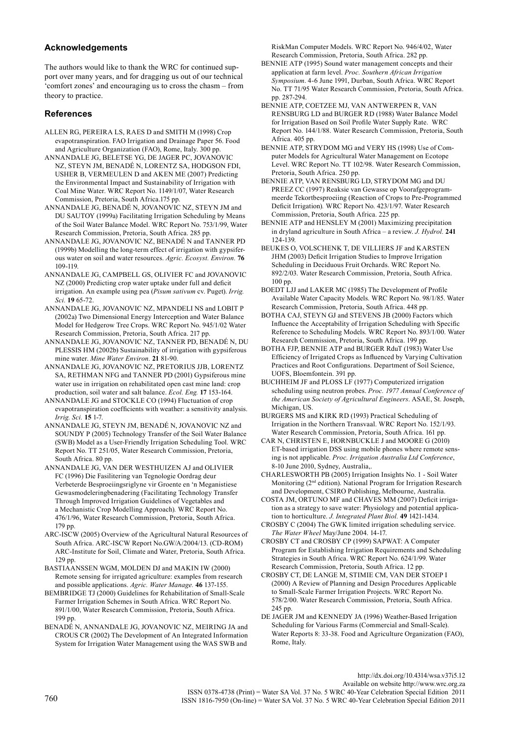## Acknowledgements

The authors would like to thank the WRC for continued support over many years, and for dragging us out of our technical 'comfort zones' and encouraging us to cross the chasm – from theory to practice.

## References

ALLEN RG, PEREIRA LS, RAES D and SMITH M (1998) Crop evapotranspiration. FAO Irrigation and Drainage Paper 56. Food and Agriculture Organization (FAO), Rome, Italy. 300 pp.

ANNANDALE JG, BELETSE YG, DE JAGER PC, JOVANOVIC NZ, STEYN JM, BENADÉ N, LORENTZ SA, HODGSON FDI, USHER B, VERMEULEN D and AKEN ME (2007) Predicting the Environmental Impact and Sustainability of Irrigation with Coal Mine Water. WRC Report No. 1149/1/07, Water Research Commission, Pretoria, South Africa.175 pp.

ANNANDALE JG, BENADÉ N, JOVANOVIC NZ, STEYN JM and DU SAUTOY (1999a) Facilitating Irrigation Scheduling by Means of the Soil Water Balance Model. WRC Report No. 753/1/99, Water Research Commission, Pretoria, South Africa. 285 pp.

ANNANDALE JG, JOVANOVIC NZ, BENADÉ N and TANNER PD (1999b) Modelling the long-term effect of irrigation with gypsiferous water on soil and water resources. *Agric. Ecosyst. Environ.* **76** 109-119.

ANNANDALE JG, CAMPBELL GS, OLIVIER FC and JOVANOVIC NZ (2000) Predicting crop water uptake under full and deficit irrigation. An example using pea (*Pisum sativum* cv. Puget). *Irrig. Sci.* **19** 65-72.

ANNANDALE JG, JOVANOVIC NZ, MPANDELI NS and LOBIT P (2002a) Two Dimensional Energy Interception and Water Balance Model for Hedgerow Tree Crops. WRC Report No. 945/1/02 Water Research Commission, Pretoria, South Africa. 217 pp.

ANNANDALE JG, JOVANOVIC NZ, TANNER PD, BENADÉ N, DU PLESSIS HM (2002b) Sustainability of irrigation with gypsiferous mine water. *Mine Water Environ.* **21** 81-90.

ANNANDALE JG, JOVANOVIC NZ, PRETORIUS JJB, LORENTZ SA, RETHMAN NFG and TANNER PD (2001) Gypsiferous mine water use in irrigation on rehabilitated open cast mine land: crop production, soil water and salt balance. *Ecol. Eng.* **17** 153-164.

ANNANDALE JG and STOCKLE CO (1994) Fluctuation of crop evapotranspiration coefficients with weather: a sensitivity analysis. *Irrig. Sci.* **15** 1-7.

ANNANDALE JG, STEYN JM, BENADÉ N, JOVANOVIC NZ and SOUNDY P (2005) Technology Transfer of the Soil Water Balance (SWB) Model as a User-Friendly Irrigation Scheduling Tool. WRC Report No. TT 251/05, Water Research Commission, Pretoria, South Africa. 80 pp.

ANNANDALE JG, VAN DER WESTHUIZEN AJ and OLIVIER FC (1996) Die Fasilitering van Tegnologie Oordrag deur Verbeterde Besproeiingsriglyne vir Groente en 'n Meganistiese Gewasmodeleringbenadering (Facilitating Technology Transfer Through Improved Irrigation Guidelines of Vegetables and a Mechanistic Crop Modelling Approach)*.* WRC Report No. 476/1/96, Water Research Commission, Pretoria, South Africa. 179 pp.

ARC-ISCW (2005) Overview of the Agricultural Natural Resources of South Africa. ARC-ISCW Report No.GW/A/2004/13. (CD-ROM) ARC-Institute for Soil, Climate and Water, Pretoria, South Africa. 129 pp.

BASTIAANSSEN WGM, MOLDEN DJ and MAKIN IW (2000) Remote sensing for irrigated agriculture: examples from research and possible applications. *Agric. Water Manage.* **46** 137-155.

BEMBRIDGE TJ (2000) Guidelines for Rehabilitation of Small-Scale Farmer Irrigation Schemes in South Africa. WRC Report No. 891/1/00, Water Research Commission, Pretoria, South Africa. 199 pp.

BENADÉ N, ANNANDALE JG, JOVANOVIC NZ, MEIRING JA and CROUS CR (2002) The Development of An Integrated Information System for Irrigation Water Management using the WAS SWB and RiskMan Computer Models. WRC Report No. 946/4/02, Water Research Commission, Pretoria, South Africa. 282 pp.

BENNIE ATP (1995) Sound water management concepts and their application at farm level. *Proc. Southern African Irrigation Symposium*. 4-6 June 1991, Durban, South Africa. WRC Report No. TT 71/95 Water Research Commission, Pretoria, South Africa. pp. 287-294.

BENNIE ATP, COETZEE MJ, VAN ANTWERPEN R, VAN RENSBURG LD and BURGER RD (1988) Water Balance Model for Irrigation Based on Soil Profile Water Supply Rate. WRC Report No. 144/1/88. Water Research Commission, Pretoria, South Africa. 405 pp.

BENNIE ATP, STRYDOM MG and VERY HS (1998) Use of Computer Models for Agricultural Water Management on Ecotope Level. WRC Report No. TT 102/98. Water Research Commission, Pretoria, South Africa. 250 pp.

BENNIE ATP, VAN RENSBURG LD, STRYDOM MG and DU PREEZ CC (1997) Reaksie van Gewasse op Voorafgeprogrammeerde Tekortbesproeiing (Reaction of Crops to Pre-Programmed Deficit Irrigation)*.* WRC Report No. 423/1/97. Water Research Commission, Pretoria, South Africa. 225 pp.

BENNIE ATP and HENSLEY M (2001) Maximizing precipitation in dryland agriculture in South Africa – a review. *J. Hydrol.* **241** 124-139.

BEUKES O, VOLSCHENK T, DE VILLIERS JF and KARSTEN JHM (2003) Deficit Irrigation Studies to Improve Irrigation Scheduling in Deciduous Fruit Orchards. WRC Report No. 892/2/03. Water Research Commission, Pretoria, South Africa. 100 pp.

BOEDT LJJ and LAKER MC (1985) The Development of Profile Available Water Capacity Models. WRC Report No. 98/1/85. Water Research Commission, Pretoria, South Africa. 448 pp.

BOTHA CAJ, STEYN GJ and STEVENS JB (2000) Factors which Influence the Acceptability of Irrigation Scheduling with Specific Reference to Scheduling Models. WRC Report No. 893/1/00. Water Research Commission, Pretoria, South Africa. 199 pp.

BOTHA FJP, BENNIE ATP and BURGER RDuT (1983) Water Use Efficiency of Irrigated Crops as Influenced by Varying Cultivation Practices and Root Configurations. Department of Soil Science, UOFS, Bloemfontein. 391 pp.

BUCHHEIM JF and PLOSS LF (1977) Computerized irrigation scheduling using neutron probes. *Proc. 1977 Annual Conference of the American Society of Agricultural Engineers*. ASAE, St. Joseph, Michigan, US.

BURGERS MS and KIRK RD (1993) Practical Scheduling of Irrigation in the Northern Transvaal. WRC Report No. 152/1/93. Water Research Commission, Pretoria, South Africa. 161 pp.

CAR N, CHRISTEN E, HORNBUCKLE J and MOORE G (2010) ET-based irrigation DSS using mobile phones where remote sensing is not applicable. *Proc. Irrigation Australia Ltd Conference*, 8-10 June 2010, Sydney, Australia,.

CHARLESWORTH PB (2005) Irrigation Insights No. 1 - Soil Water Monitoring (2nd edition). National Program for Irrigation Research and Development, CSIRO Publishing, Melbourne, Australia.

COSTA JM, ORTUNO MF and CHAVES MM (2007) Deficit irrigation as a strategy to save water: Physiology and potential application to horticulture. *J. Integrated Plant Biol.* **49** 1421-1434.

CROSBY C (2004) The GWK limited irrigation scheduling service. *The Water Wheel* May/June 2004. 14-17.

CROSBY CT and CROSBY CP (1999) SAPWAT: A Computer Program for Establishing Irrigation Requirements and Scheduling Strategies in South Africa. WRC Report No. 624/1/99. Water Research Commission, Pretoria, South Africa. 12 pp.

CROSBY CT, DE LANGE M, STIMIE CM, VAN DER STOEP I (2000) A Review of Planning and Design Procedures Applicable to Small-Scale Farmer Irrigation Projects. WRC Report No. 578/2/00. Water Research Commission, Pretoria, South Africa. 245 pp.

DE JAGER JM and KENNEDY JA (1996) Weather-Based Irrigation Scheduling for Various Farms (Commercial and Small-Scale). Water Reports 8: 33-38. Food and Agriculture Organization (FAO), Rome, Italy.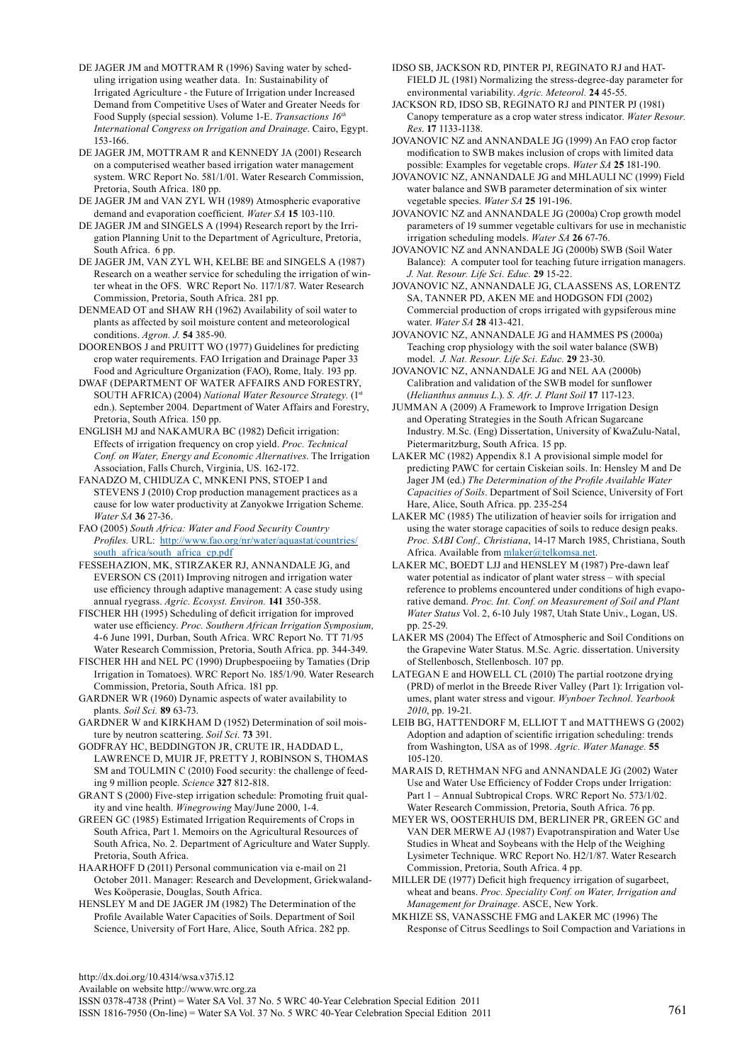DE JAGER JM and MOTTRAM R (1996) Saving water by scheduling irrigation using weather data. In: Sustainability of Irrigated Agriculture - the Future of Irrigation under Increased Demand from Competitive Uses of Water and Greater Needs for Food Supply (special session). Volume 1-E. *Transactions 16th International Congress on Irrigation and Drainage*. Cairo, Egypt. 153-166.

DE JAGER JM, MOTTRAM R and KENNEDY JA (2001) Research on a computerised weather based irrigation water management system. WRC Report No. 581/1/01. Water Research Commission, Pretoria, South Africa. 180 pp.

DE JAGER JM and VAN ZYL WH (1989) Atmospheric evaporative demand and evaporation coefficient. *Water SA* **15** 103-110.

DE JAGER JM and SINGELS A (1994) Research report by the Irrigation Planning Unit to the Department of Agriculture, Pretoria, South Africa. 6 pp.

DE JAGER JM, VAN ZYL WH, KELBE BE and SINGELS A (1987) Research on a weather service for scheduling the irrigation of winter wheat in the OFS. WRC Report No. 117/1/87. Water Research Commission, Pretoria, South Africa. 281 pp.

DENMEAD OT and SHAW RH (1962) Availability of soil water to plants as affected by soil moisture content and meteorological conditions. *Agron. J.* **54** 385-90.

DOORENBOS J and PRUITT WO (1977) Guidelines for predicting crop water requirements. FAO Irrigation and Drainage Paper 33 Food and Agriculture Organization (FAO), Rome, Italy. 193 pp.

DWAF (DEPARTMENT OF WATER AFFAIRS AND FORESTRY, SOUTH AFRICA) (2004) *National Water Resource Strategy*. (1st edn.). September 2004. Department of Water Affairs and Forestry, Pretoria, South Africa. 150 pp.

ENGLISH MJ and NAKAMURA BC (1982) Deficit irrigation: Effects of irrigation frequency on crop yield. *Proc. Technical Conf. on Water, Energy and Economic Alternatives*. The Irrigation Association, Falls Church, Virginia, US. 162-172.

FANADZO M, CHIDUZA C, MNKENI PNS, STOEP I and STEVENS J (2010) Crop production management practices as a cause for low water productivity at Zanyokwe Irrigation Scheme. *Water SA* **36** 27-36.

FAO (2005) *South Africa: Water and Food Security Country Profiles.* URL: http://www.fao.org/nr/water/aquastat/countries/south_africa/south_africa_cp.pdf

FESSEHAZION, MK, STIRZAKER RJ, ANNANDALE JG, and EVERSON CS (2011) Improving nitrogen and irrigation water use efficiency through adaptive management: A case study using annual ryegrass. *Agric. Ecosyst. Environ.* **141** 350-358.

FISCHER HH (1995) Scheduling of deficit irrigation for improved water use efficiency. *Proc. Southern African Irrigation Symposium,* 4-6 June 1991, Durban, South Africa. WRC Report No. TT 71/95 Water Research Commission, Pretoria, South Africa. pp. 344-349.

FISCHER HH and NEL PC (1990) Drupbespoeiing by Tamaties (Drip Irrigation in Tomatoes). WRC Report No. 185/1/90. Water Research Commission, Pretoria, South Africa. 181 pp.

GARDNER WR (1960) Dynamic aspects of water availability to plants. *Soil Sci.* **89** 63-73.

GARDNER W and KIRKHAM D (1952) Determination of soil moisture by neutron scattering. *Soil Sci.* **73** 391.

GODFRAY HC, BEDDINGTON JR, CRUTE IR, HADDAD L, LAWRENCE D, MUIR JF, PRETTY J, ROBINSON S, THOMAS SM and TOULMIN C (2010) Food security: the challenge of feeding 9 million people. *Science* **327** 812-818.

GRANT S (2000) Five-step irrigation schedule: Promoting fruit quality and vine health. *Winegrowing* May/June 2000, 1-4.

GREEN GC (1985) Estimated Irrigation Requirements of Crops in South Africa, Part 1. Memoirs on the Agricultural Resources of South Africa, No. 2. Department of Agriculture and Water Supply. Pretoria, South Africa.

HAARHOFF D (2011) Personal communication via e-mail on 21 October 2011. Manager: Research and Development, Griekwaland-Wes Koöperasie, Douglas, South Africa.

HENSLEY M and DE JAGER JM (1982) The Determination of the Profile Available Water Capacities of Soils. Department of Soil Science, University of Fort Hare, Alice, South Africa. 282 pp.

IDSO SB, JACKSON RD, PINTER PJ, REGINATO RJ and HATFIELD JL (1981) Normalizing the stress-degree-day parameter for environmental variability. *Agric. Meteorol.* **24** 45-55.

JACKSON RD, IDSO SB, REGINATO RJ and PINTER PJ (1981) Canopy temperature as a crop water stress indicator. *Water Resour. Res.* **17** 1133-1138.

JOVANOVIC NZ and ANNANDALE JG (1999) An FAO crop factor modification to SWB makes inclusion of crops with limited data possible: Examples for vegetable crops. *Water SA* **25** 181-190.

JOVANOVIC NZ, ANNANDALE JG and MHLAULI NC (1999) Field water balance and SWB parameter determination of six winter vegetable species. *Water SA* **25** 191-196.

JOVANOVIC NZ and ANNANDALE JG (2000a) Crop growth model parameters of 19 summer vegetable cultivars for use in mechanistic irrigation scheduling models. *Water SA* **26** 67-76.

JOVANOVIC NZ and ANNANDALE JG (2000b) SWB (Soil Water Balance): A computer tool for teaching future irrigation managers. *J. Nat. Resour. Life Sci. Educ.* **29** 15-22.

JOVANOVIC NZ, ANNANDALE JG, CLAASSENS AS, LORENTZ SA, TANNER PD, AKEN ME and HODGSON FDI (2002) Commercial production of crops irrigated with gypsiferous mine water. *Water SA* **28** 413-421.

JOVANOVIC NZ, ANNANDALE JG and HAMMES PS (2000a) Teaching crop physiology with the soil water balance (SWB) model. *J. Nat. Resour. Life Sci. Educ.* **29** 23-30.

JOVANOVIC NZ, ANNANDALE JG and NEL AA (2000b) Calibration and validation of the SWB model for sunflower (*Helianthus annuus L.*). *S. Afr. J. Plant Soil* **17** 117-123.

JUMMAN A (2009) A Framework to Improve Irrigation Design and Operating Strategies in the South African Sugarcane Industry. M.Sc. (Eng) Dissertation, University of KwaZulu-Natal, Pietermaritzburg, South Africa. 15 pp.

LAKER MC (1982) Appendix 8.1 A provisional simple model for predicting PAWC for certain Ciskeian soils. In: Hensley M and De Jager JM (ed.) *The Determination of the Profile Available Water Capacities of Soils*. Department of Soil Science, University of Fort Hare, Alice, South Africa. pp. 235-254

LAKER MC (1985) The utilization of heavier soils for irrigation and using the water storage capacities of soils to reduce design peaks. *Proc. SABI Conf., Christiana*, 14-17 March 1985, Christiana, South Africa. Available from mlaker@telkomsa.net.

LAKER MC, BOEDT LJJ and HENSLEY M (1987) Pre-dawn leaf water potential as indicator of plant water stress – with special reference to problems encountered under conditions of high evaporative demand. *Proc. Int. Conf. on Measurement of Soil and Plant Water Status* Vol. 2, 6-10 July 1987, Utah State Univ., Logan, US. pp. 25-29.

LAKER MS (2004) The Effect of Atmospheric and Soil Conditions on the Grapevine Water Status. M.Sc. Agric. dissertation. University of Stellenbosch, Stellenbosch. 107 pp.

LATEGAN E and HOWELL CL (2010) The partial rootzone drying (PRD) of merlot in the Breede River Valley (Part 1): Irrigation volumes, plant water stress and vigour. *Wynboer Technol. Yearbook 2010*, pp. 19-21.

LEIB BG, HATTENDORF M, ELLIOT T and MATTHEWS G (2002) Adoption and adaption of scientific irrigation scheduling: trends from Washington, USA as of 1998. *Agric. Water Manage.* **55** 105-120.

MARAIS D, RETHMAN NFG and ANNANDALE JG (2002) Water Use and Water Use Efficiency of Fodder Crops under Irrigation: Part 1 – Annual Subtropical Crops. WRC Report No. 573/1/02. Water Research Commission, Pretoria, South Africa. 76 pp.

MEYER WS, OOSTERHUIS DM, BERLINER PR, GREEN GC and VAN DER MERWE AJ (1987) Evapotranspiration and Water Use Studies in Wheat and Soybeans with the Help of the Weighing Lysimeter Technique. WRC Report No. H2/1/87. Water Research Commission, Pretoria, South Africa. 4 pp.

MILLER DE (1977) Deficit high frequency irrigation of sugarbeet, wheat and beans. *Proc. Speciality Conf. on Water, Irrigation and Management for Drainage*. ASCE, New York.

MKHIZE SS, VANASSCHE FMG and LAKER MC (1996) The Response of Citrus Seedlings to Soil Compaction and Variations in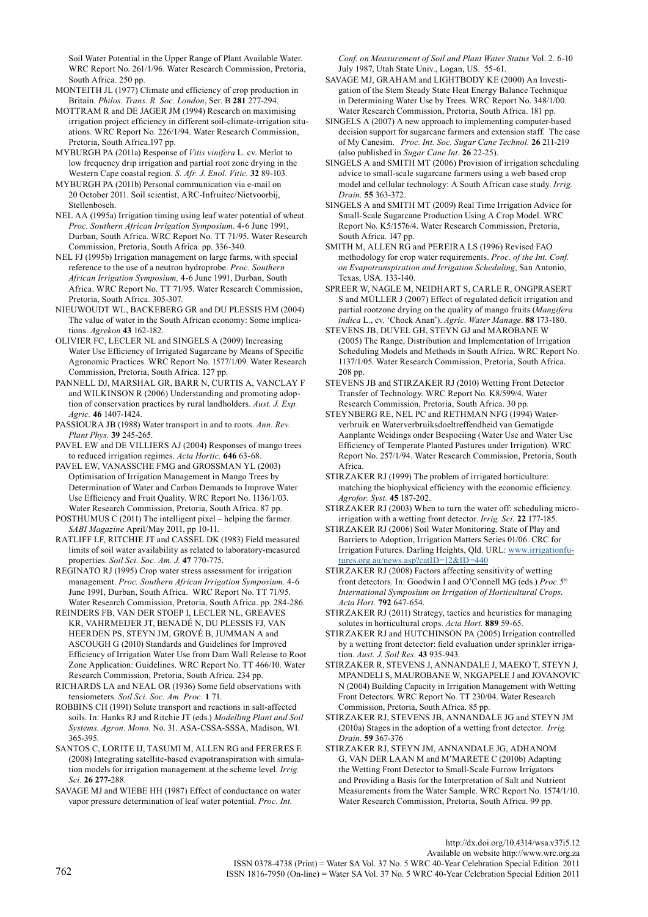Soil Water Potential in the Upper Range of Plant Available Water. WRC Report No. 261/1/96. Water Research Commission, Pretoria, South Africa. 250 pp.

MONTEITH JL (1977) Climate and efficiency of crop production in Britain. *Philos. Trans. R. Soc. London*, Ser. B **281** 277-294.

MOTTRAM R and DE JAGER JM (1994) Research on maximising irrigation project efficiency in different soil-climate-irrigation situations. WRC Report No. 226/1/94. Water Research Commission, Pretoria, South Africa.197 pp.

MYBURGH PA (2011a) Response of *Vitis vinifera* L. cv. Merlot to low frequency drip irrigation and partial root zone drying in the Western Cape coastal region. *S. Afr. J. Enol. Vitic.* **32** 89-103.

MYBURGH PA (2011b) Personal communication via e-mail on 20 October 2011. Soil scientist, ARC-Infruitec/Nietvoorbij, Stellenbosch.

NEL AA (1995a) Irrigation timing using leaf water potential of wheat. *Proc. Southern African Irrigation Symposium*. 4-6 June 1991, Durban, South Africa. WRC Report No. TT 71/95. Water Research Commission, Pretoria, South Africa. pp. 336-340.

NEL FJ (1995b) Irrigation management on large farms, with special reference to the use of a neutron hydroprobe. *Proc. Southern African Irrigation Symposium,* 4-6 June 1991, Durban, South Africa. WRC Report No. TT 71/95. Water Research Commission, Pretoria, South Africa. 305-307.

NIEUWOUDT WL, BACKEBERG GR and DU PLESSIS HM (2004) The value of water in the South African economy: Some implications. *Agrekon* **43** 162-182.

OLIVIER FC, LECLER NL and SINGELS A (2009) Increasing Water Use Efficiency of Irrigated Sugarcane by Means of Specific Agronomic Practices. WRC Report No. 1577/1/09. Water Research Commission, Pretoria, South Africa. 127 pp.

PANNELL DJ, MARSHAL GR, BARR N, CURTIS A, VANCLAY F and WILKINSON R (2006) Understanding and promoting adoption of conservation practices by rural landholders. *Aust. J. Exp. Agric.* **46** 1407-1424.

PASSIOURA JB (1988) Water transport in and to roots. *Ann. Rev. Plant Phys.* **39** 245-265.

PAVEL EW and DE VILLIERS AJ (2004) Responses of mango trees to reduced irrigation regimes. *Acta Hortic.* **646** 63-68.

PAVEL EW, VANASSCHE FMG and GROSSMAN YL (2003) Optimisation of Irrigation Management in Mango Trees by Determination of Water and Carbon Demands to Improve Water Use Efficiency and Fruit Quality. WRC Report No. 1136/1/03. Water Research Commission, Pretoria, South Africa. 87 pp.

POSTHUMUS C (2011) The intelligent pixel – helping the farmer. *SABI Magazine* April/May 2011, pp 10-11.

RATLIFF LF, RITCHIE JT and CASSEL DK (1983) Field measured limits of soil water availability as related to laboratory-measured properties. *Soil Sci. Soc. Am. J.* **47** 770-775.

REGINATO RJ (1995) Crop water stress assessment for irrigation management. *Proc. Southern African Irrigation Symposium*. 4-6 June 1991, Durban, South Africa. WRC Report No. TT 71/95. Water Research Commission, Pretoria, South Africa. pp. 284-286.

REINDERS FB, VAN DER STOEP I, LECLER NL, GREAVES KR, VAHRMEIJER JT, BENADÉ N, DU PLESSIS FJ, VAN HEERDEN PS, STEYN JM, GROVÉ B, JUMMAN A and ASCOUGH G (2010) Standards and Guidelines for Improved Efficiency of Irrigation Water Use from Dam Wall Release to Root Zone Application: Guidelines. WRC Report No. TT 466/10. Water Research Commission, Pretoria, South Africa. 234 pp.

RICHARDS LA and NEAL OR (1936) Some field observations with tensiometers. *Soil Sci. Soc. Am. Proc.* **1** 71.

ROBBINS CH (1991) Solute transport and reactions in salt-affected soils. In: Hanks RJ and Ritchie JT (eds.) *Modelling Plant and Soil Systems*. *Agron. Mono.* No. 31. ASA-CSSA-SSSA, Madison, WI. 365-395.

SANTOS C, LORITE IJ, TASUMI M, ALLEN RG and FERERES E (2008) Integrating satellite-based evapotranspiration with simulation models for irrigation management at the scheme level. *Irrig. Sci.* **26** 277-288.

SAVAGE MJ and WIEBE HH (1987) Effect of conductance on water vapor pressure determination of leaf water potential. *Proc. Int. Conf. on Measurement of Soil and Plant Water Status* Vol. 2. 6-10 July 1987, Utah State Univ., Logan, US. 55-61.

SAVAGE MJ, GRAHAM and LIGHTBODY KE (2000) An Investigation of the Stem Steady State Heat Energy Balance Technique in Determining Water Use by Trees. WRC Report No. 348/1/00. Water Research Commission, Pretoria, South Africa. 181 pp.

SINGELS A (2007) A new approach to implementing computer-based decision support for sugarcane farmers and extension staff. The case of My Canesim. *Proc. Int. Soc. Sugar Cane Technol.* **26** 211-219 (also published in *Sugar Cane Int.* **26** 22-25).

SINGELS A and SMITH MT (2006) Provision of irrigation scheduling advice to small-scale sugarcane farmers using a web based crop model and cellular technology: A South African case study. *Irrig. Drain.* **55** 363-372.

SINGELS A and SMITH MT (2009) Real Time Irrigation Advice for Small-Scale Sugarcane Production Using A Crop Model. WRC Report No. K5/1576/4. Water Research Commission, Pretoria, South Africa. 147 pp.

SMITH M, ALLEN RG and PEREIRA LS (1996) Revised FAO methodology for crop water requirements. *Proc. of the Int. Conf. on Evapotranspiration and Irrigation Scheduling*, San Antonio, Texas, USA. 133-140.

SPREER W, NAGLE M, NEIDHART S, CARLE R, ONGPRASERT S and MÜLLER J (2007) Effect of regulated deficit irrigation and partial rootzone drying on the quality of mango fruits (*Mangifera indica* L., cv. 'Chock Anan'). *Agric. Water Manage*. **88** 173-180.

STEVENS JB, DUVEL GH, STEYN GJ and MAROBANE W (2005) The Range, Distribution and Implementation of Irrigation Scheduling Models and Methods in South Africa. WRC Report No. 1137/1/05. Water Research Commission, Pretoria, South Africa. 208 pp.

STEVENS JB and STIRZAKER RJ (2010) Wetting Front Detector Transfer of Technology. WRC Report No. K8/599/4. Water Research Commission, Pretoria, South Africa. 30 pp.

STEYNBERG RE, NEL PC and RETHMAN NFG (1994) Waterverbruik en Waterverbruiksdoeltreffendheid van Gematigde Aanplante Weidings onder Bespoeiing (Water Use and Water Use Efficiency of Temperate Planted Pastures under Irrigation). WRC Report No. 257/1/94. Water Research Commission, Pretoria, South Africa.

STIRZAKER RJ (1999) The problem of irrigated horticulture: matching the biophysical efficiency with the economic efficiency. *Agrofor. Syst.* **45** 187-202.

STIRZAKER RJ (2003) When to turn the water off: scheduling micro-irrigation with a wetting front detector. *Irrig. Sci.* **22** 177-185.

STIRZAKER RJ (2006) Soil Water Monitoring. State of Play and Barriers to Adoption, Irrigation Matters Series 01/06. CRC for Irrigation Futures. Darling Heights, Qld. URL: www.irrigationfutures.org.au/news.asp?catID=12&ID=440

STIRZAKER RJ (2008) Factors affecting sensitivity of wetting front detectors. In: Goodwin I and O'Connell MG (eds.) *Proc.5th International Symposium on Irrigation of Horticultural Crops. Acta Hort.* **792** 647-654.

STIRZAKER RJ (2011) Strategy, tactics and heuristics for managing solutes in horticultural crops. *Acta Hort.* **889** 59-65.

STIRZAKER RJ and HUTCHINSON PA (2005) Irrigation controlled by a wetting front detector: field evaluation under sprinkler irrigation. *Aust. J. Soil Res.* **43** 935-943.

STIRZAKER R, STEVENS J, ANNANDALE J, MAEKO T, STEYN J, MPANDELI S, MAUROBANE W, NKGAPELE J and JOVANOVIC N (2004) Building Capacity in Irrigation Management with Wetting Front Detectors. WRC Report No. TT 230/04. Water Research Commission, Pretoria, South Africa. 85 pp.

STIRZAKER RJ, STEVENS JB, ANNANDALE JG and STEYN JM (2010a) Stages in the adoption of a wetting front detector. *Irrig. Drain.* **59** 367-376

STIRZAKER RJ, STEYN JM, ANNANDALE JG, ADHANOM G, VAN DER LAAN M and M'MARETE C (2010b) Adapting the Wetting Front Detector to Small-Scale Furrow Irrigators and Providing a Basis for the Interpretation of Salt and Nutrient Measurements from the Water Sample. WRC Report No. 1574/1/10. Water Research Commission, Pretoria, South Africa. 99 pp.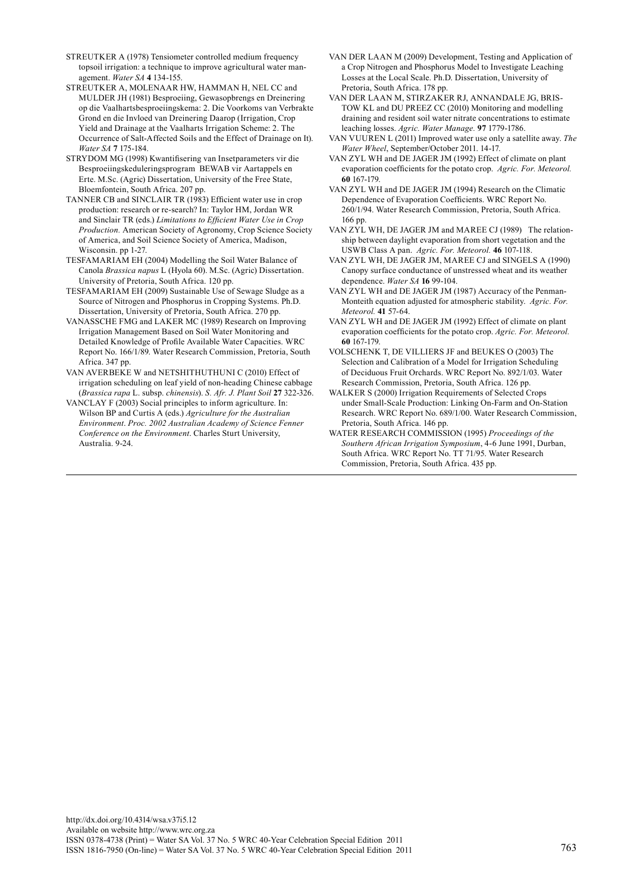STREUTKER A (1978) Tensiometer controlled medium frequency topsoil irrigation: a technique to improve agricultural water management. *Water SA* **4** 134-155.

STREUTKER A, MOLENAAR HW, HAMMAN H, NEL CC and MULDER JH (1981) Besproeiing, Gewasopbrengs en Dreinering op die Vaalhartsbesproeiingskema: 2. Die Voorkoms van Verbrakte Grond en die Invloed van Dreinering Daarop (Irrigation, Crop Yield and Drainage at the Vaalharts Irrigation Scheme: 2. The Occurrence of Salt-Affected Soils and the Effect of Drainage on It). *Water SA* **7** 175-184.

STRYDOM MG (1998) Kwantifisering van Insetparameters vir die Besproeiingskeduleringsprogram BEWAB vir Aartappels en Erte. M.Sc. (Agric) Dissertation, University of the Free State, Bloemfontein, South Africa. 207 pp.

TANNER CB and SINCLAIR TR (1983) Efficient water use in crop production: research or re-search? In: Taylor HM, Jordan WR and Sinclair TR (eds.) *Limitations to Efficient Water Use in Crop Production.* American Society of Agronomy, Crop Science Society of America, and Soil Science Society of America, Madison, Wisconsin. pp 1-27.

TESFAMARIAM EH (2004) Modelling the Soil Water Balance of Canola *Brassica napus* L (Hyola 60). M.Sc. (Agric) Dissertation. University of Pretoria, South Africa. 120 pp.

TESFAMARIAM EH (2009) Sustainable Use of Sewage Sludge as a Source of Nitrogen and Phosphorus in Cropping Systems. Ph.D. Dissertation, University of Pretoria, South Africa. 270 pp.

VANASSCHE FMG and LAKER MC (1989) Research on Improving Irrigation Management Based on Soil Water Monitoring and Detailed Knowledge of Profile Available Water Capacities. WRC Report No. 166/1/89. Water Research Commission, Pretoria, South Africa. 347 pp.

VAN AVERBEKE W and NETSHITHUTHUNI C (2010) Effect of irrigation scheduling on leaf yield of non-heading Chinese cabbage (*Brassica rapa* L. subsp. *chinensis*). *S. Afr. J. Plant Soil* **27** 322-326.

VANCLAY F (2003) Social principles to inform agriculture. In: Wilson BP and Curtis A (eds.) *Agriculture for the Australian Environment*. *Proc. 2002 Australian Academy of Science Fenner Conference on the Environment*. Charles Sturt University, Australia. 9-24.

VAN DER LAAN M (2009) Development, Testing and Application of a Crop Nitrogen and Phosphorus Model to Investigate Leaching Losses at the Local Scale. Ph.D. Dissertation, University of Pretoria, South Africa. 178 pp.

VAN DER LAAN M, STIRZAKER RJ, ANNANDALE JG, BRISTOW KL and DU PREEZ CC (2010) Monitoring and modelling draining and resident soil water nitrate concentrations to estimate leaching losses. *Agric. Water Manage.* **97** 1779-1786.

VAN VUUREN L (2011) Improved water use only a satellite away. *The Water Wheel*, September/October 2011. 14-17.

VAN ZYL WH and DE JAGER JM (1992) Effect of climate on plant evaporation coefficients for the potato crop. *Agric. For. Meteorol.* **60** 167-179.

VAN ZYL WH and DE JAGER JM (1994) Research on the Climatic Dependence of Evaporation Coefficients. WRC Report No. 260/1/94. Water Research Commission, Pretoria, South Africa. 166 pp.

VAN ZYL WH, DE JAGER JM and MAREE CJ (1989) The relationship between daylight evaporation from short vegetation and the USWB Class A pan. *Agric. For. Meteorol.* **46** 107-118.

VAN ZYL WH, DE JAGER JM, MAREE CJ and SINGELS A (1990) Canopy surface conductance of unstressed wheat and its weather dependence. *Water SA* **16** 99-104.

VAN ZYL WH and DE JAGER JM (1987) Accuracy of the Penman-Monteith equation adjusted for atmospheric stability. *Agric. For. Meteorol.* **41** 57-64.

VAN ZYL WH and DE JAGER JM (1992) Effect of climate on plant evaporation coefficients for the potato crop. *Agric. For. Meteorol.* **60** 167-179.

VOLSCHENK T, DE VILLIERS JF and BEUKES O (2003) The Selection and Calibration of a Model for Irrigation Scheduling of Deciduous Fruit Orchards. WRC Report No. 892/1/03. Water Research Commission, Pretoria, South Africa. 126 pp.

WALKER S (2000) Irrigation Requirements of Selected Crops under Small-Scale Production: Linking On-Farm and On-Station Research. WRC Report No. 689/1/00. Water Research Commission, Pretoria, South Africa. 146 pp.

WATER RESEARCH COMMISSION (1995) *Proceedings of the Southern African Irrigation Symposium*, 4-6 June 1991, Durban, South Africa. WRC Report No. TT 71/95. Water Research Commission, Pretoria, South Africa. 435 pp.